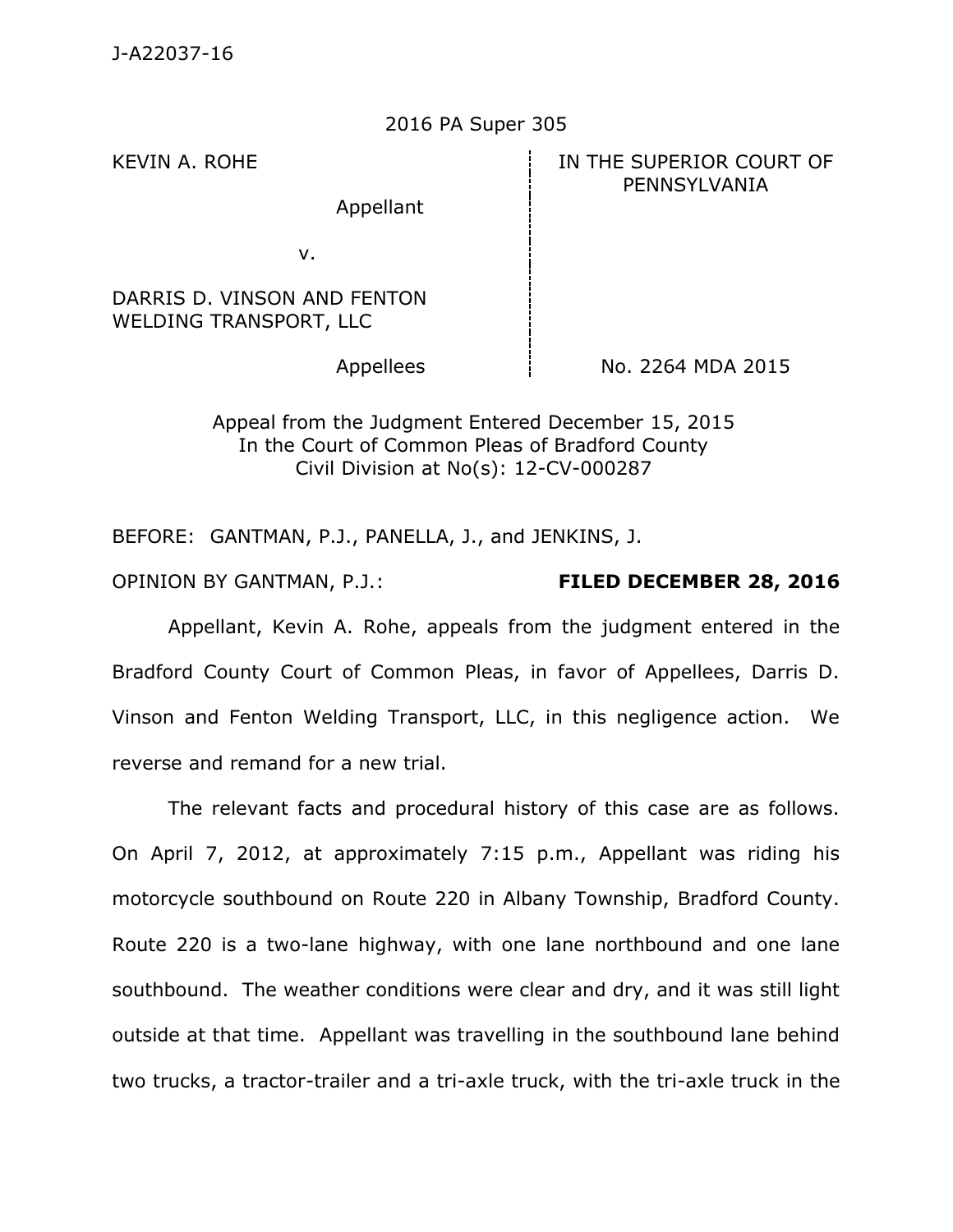J-A22037-16

2016 PA Super 305

| KEVIN A. ROHE | IN THE SUPERIOR COURT OF PENNSYLVANIA |
| --- | --- |
| Appellant | |
| v. | |
| DARRIS D. VINSON AND FENTON WELDING TRANSPORT, LLC | |
| Appellees | No. 2264 MDA 2015 |

Appeal from the Judgment Entered December 15, 2015
In the Court of Common Pleas of Bradford County
Civil Division at No(s): 12-CV-000287

BEFORE: GANTMAN, P.J., PANELLA, J., and JENKINS, J.

OPINION BY GANTMAN, P.J.: **FILED DECEMBER 28, 2016**

Appellant, Kevin A. Rohe, appeals from the judgment entered in the Bradford County Court of Common Pleas, in favor of Appellees, Darris D. Vinson and Fenton Welding Transport, LLC, in this negligence action. We reverse and remand for a new trial.

The relevant facts and procedural history of this case are as follows. On April 7, 2012, at approximately 7:15 p.m., Appellant was riding his motorcycle southbound on Route 220 in Albany Township, Bradford County. Route 220 is a two-lane highway, with one lane northbound and one lane southbound. The weather conditions were clear and dry, and it was still light outside at that time. Appellant was travelling in the southbound lane behind two trucks, a tractor-trailer and a tri-axle truck, with the tri-axle truck in the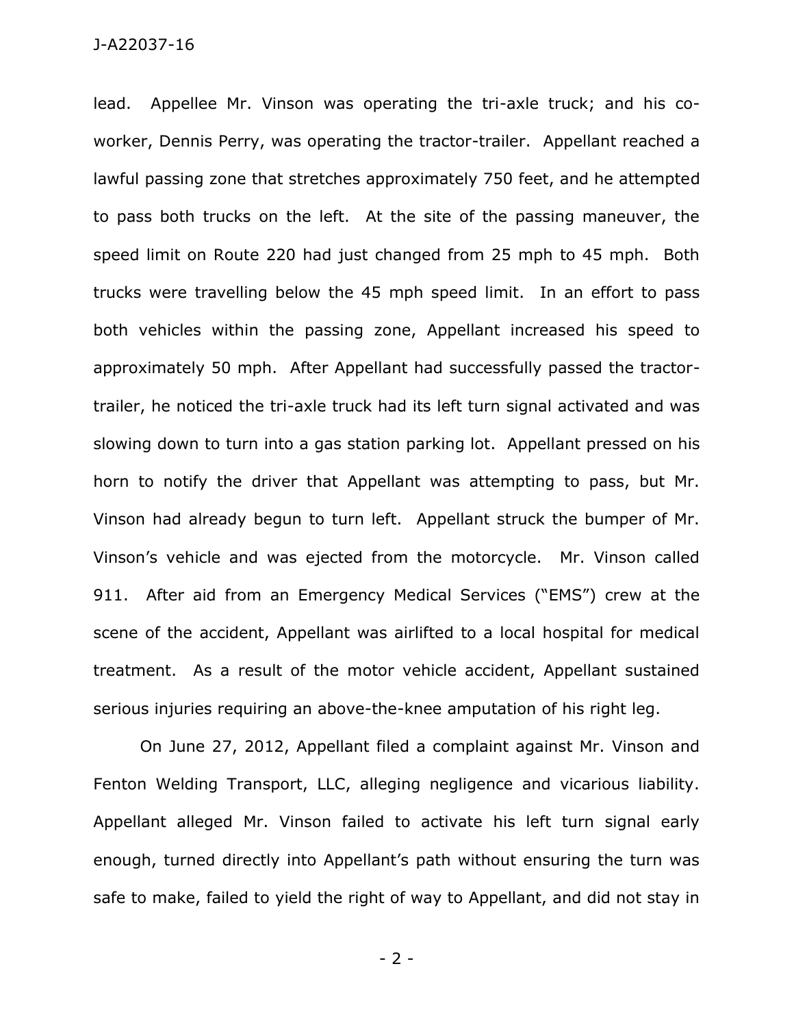lead. Appellee Mr. Vinson was operating the tri-axle truck; and his co-worker, Dennis Perry, was operating the tractor-trailer. Appellant reached a lawful passing zone that stretches approximately 750 feet, and he attempted to pass both trucks on the left. At the site of the passing maneuver, the speed limit on Route 220 had just changed from 25 mph to 45 mph. Both trucks were travelling below the 45 mph speed limit. In an effort to pass both vehicles within the passing zone, Appellant increased his speed to approximately 50 mph. After Appellant had successfully passed the tractor-trailer, he noticed the tri-axle truck had its left turn signal activated and was slowing down to turn into a gas station parking lot. Appellant pressed on his horn to notify the driver that Appellant was attempting to pass, but Mr. Vinson had already begun to turn left. Appellant struck the bumper of Mr. Vinson's vehicle and was ejected from the motorcycle. Mr. Vinson called 911. After aid from an Emergency Medical Services ("EMS") crew at the scene of the accident, Appellant was airlifted to a local hospital for medical treatment. As a result of the motor vehicle accident, Appellant sustained serious injuries requiring an above-the-knee amputation of his right leg.

On June 27, 2012, Appellant filed a complaint against Mr. Vinson and Fenton Welding Transport, LLC, alleging negligence and vicarious liability. Appellant alleged Mr. Vinson failed to activate his left turn signal early enough, turned directly into Appellant's path without ensuring the turn was safe to make, failed to yield the right of way to Appellant, and did not stay in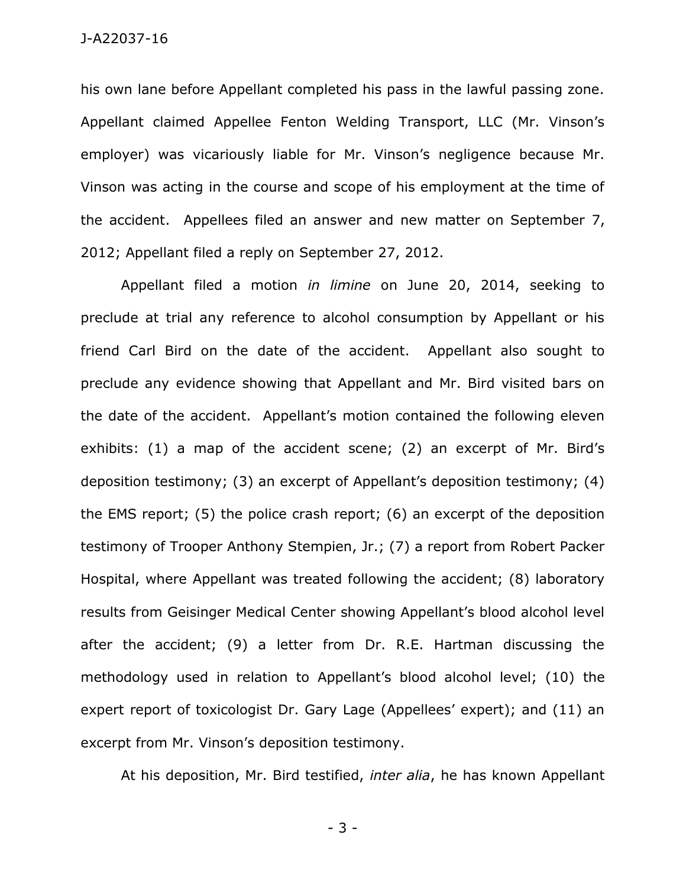his own lane before Appellant completed his pass in the lawful passing zone. Appellant claimed Appellee Fenton Welding Transport, LLC (Mr. Vinson's employer) was vicariously liable for Mr. Vinson's negligence because Mr. Vinson was acting in the course and scope of his employment at the time of the accident. Appellees filed an answer and new matter on September 7, 2012; Appellant filed a reply on September 27, 2012.

Appellant filed a motion *in limine* on June 20, 2014, seeking to preclude at trial any reference to alcohol consumption by Appellant or his friend Carl Bird on the date of the accident. Appellant also sought to preclude any evidence showing that Appellant and Mr. Bird visited bars on the date of the accident. Appellant's motion contained the following eleven exhibits: (1) a map of the accident scene; (2) an excerpt of Mr. Bird's deposition testimony; (3) an excerpt of Appellant's deposition testimony; (4) the EMS report; (5) the police crash report; (6) an excerpt of the deposition testimony of Trooper Anthony Stempien, Jr.; (7) a report from Robert Packer Hospital, where Appellant was treated following the accident; (8) laboratory results from Geisinger Medical Center showing Appellant's blood alcohol level after the accident; (9) a letter from Dr. R.E. Hartman discussing the methodology used in relation to Appellant's blood alcohol level; (10) the expert report of toxicologist Dr. Gary Lage (Appellees' expert); and (11) an excerpt from Mr. Vinson's deposition testimony.

At his deposition, Mr. Bird testified, *inter alia*, he has known Appellant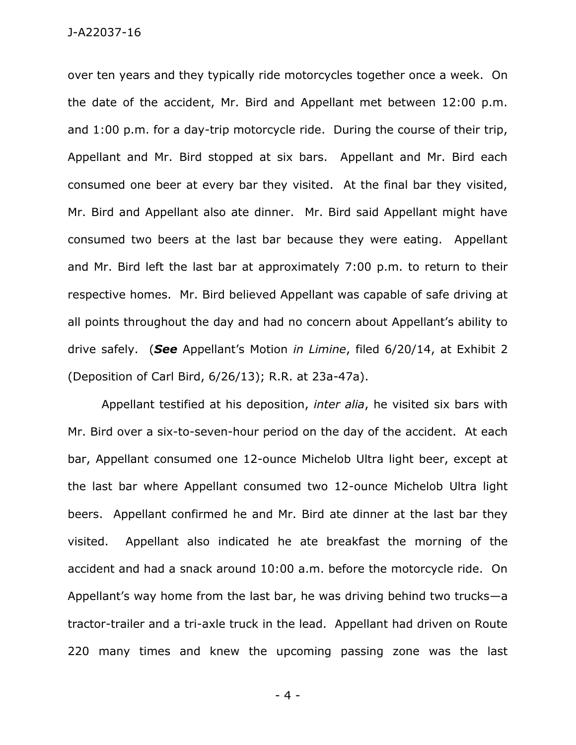over ten years and they typically ride motorcycles together once a week. On the date of the accident, Mr. Bird and Appellant met between 12:00 p.m. and 1:00 p.m. for a day-trip motorcycle ride. During the course of their trip, Appellant and Mr. Bird stopped at six bars. Appellant and Mr. Bird each consumed one beer at every bar they visited. At the final bar they visited, Mr. Bird and Appellant also ate dinner. Mr. Bird said Appellant might have consumed two beers at the last bar because they were eating. Appellant and Mr. Bird left the last bar at approximately 7:00 p.m. to return to their respective homes. Mr. Bird believed Appellant was capable of safe driving at all points throughout the day and had no concern about Appellant's ability to drive safely. (***See*** Appellant's Motion *in Limine*, filed 6/20/14, at Exhibit 2 (Deposition of Carl Bird, 6/26/13); R.R. at 23a-47a).

Appellant testified at his deposition, *inter alia*, he visited six bars with Mr. Bird over a six-to-seven-hour period on the day of the accident. At each bar, Appellant consumed one 12-ounce Michelob Ultra light beer, except at the last bar where Appellant consumed two 12-ounce Michelob Ultra light beers. Appellant confirmed he and Mr. Bird ate dinner at the last bar they visited. Appellant also indicated he ate breakfast the morning of the accident and had a snack around 10:00 a.m. before the motorcycle ride. On Appellant's way home from the last bar, he was driving behind two trucks—a tractor-trailer and a tri-axle truck in the lead. Appellant had driven on Route 220 many times and knew the upcoming passing zone was the last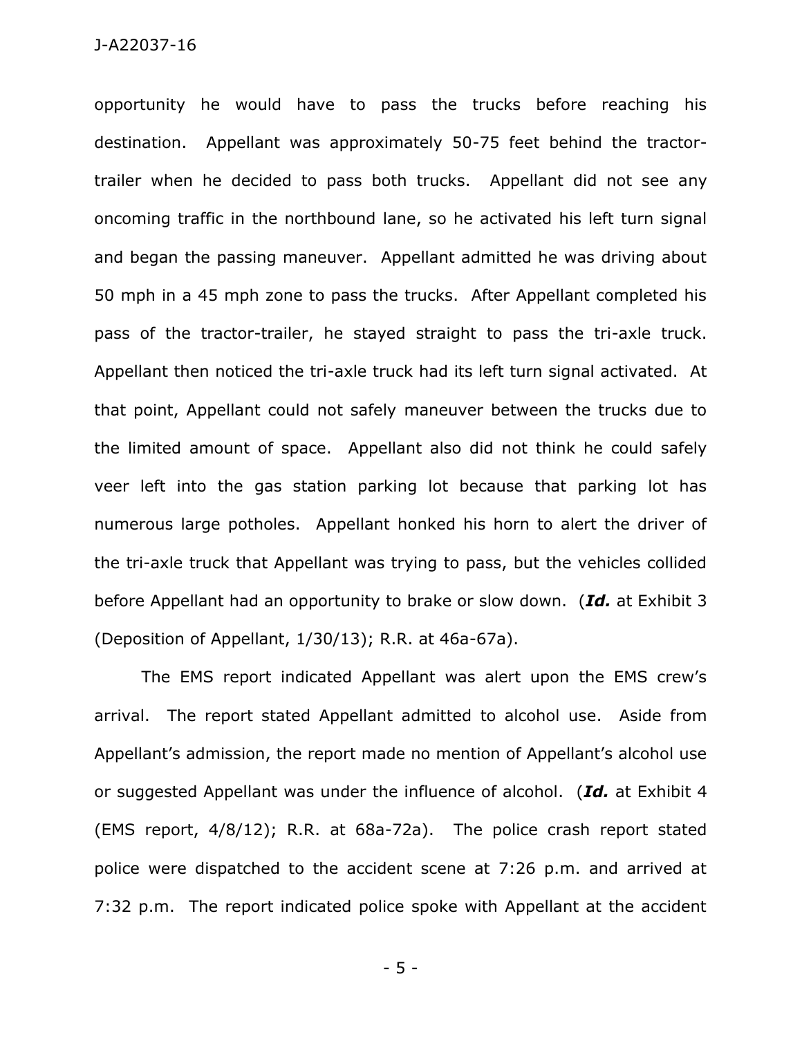opportunity he would have to pass the trucks before reaching his destination. Appellant was approximately 50-75 feet behind the tractor-trailer when he decided to pass both trucks. Appellant did not see any oncoming traffic in the northbound lane, so he activated his left turn signal and began the passing maneuver. Appellant admitted he was driving about 50 mph in a 45 mph zone to pass the trucks. After Appellant completed his pass of the tractor-trailer, he stayed straight to pass the tri-axle truck. Appellant then noticed the tri-axle truck had its left turn signal activated. At that point, Appellant could not safely maneuver between the trucks due to the limited amount of space. Appellant also did not think he could safely veer left into the gas station parking lot because that parking lot has numerous large potholes. Appellant honked his horn to alert the driver of the tri-axle truck that Appellant was trying to pass, but the vehicles collided before Appellant had an opportunity to brake or slow down. (***Id.*** at Exhibit 3 (Deposition of Appellant, 1/30/13); R.R. at 46a-67a).

The EMS report indicated Appellant was alert upon the EMS crew's arrival. The report stated Appellant admitted to alcohol use. Aside from Appellant's admission, the report made no mention of Appellant's alcohol use or suggested Appellant was under the influence of alcohol. (***Id.*** at Exhibit 4 (EMS report, 4/8/12); R.R. at 68a-72a). The police crash report stated police were dispatched to the accident scene at 7:26 p.m. and arrived at 7:32 p.m. The report indicated police spoke with Appellant at the accident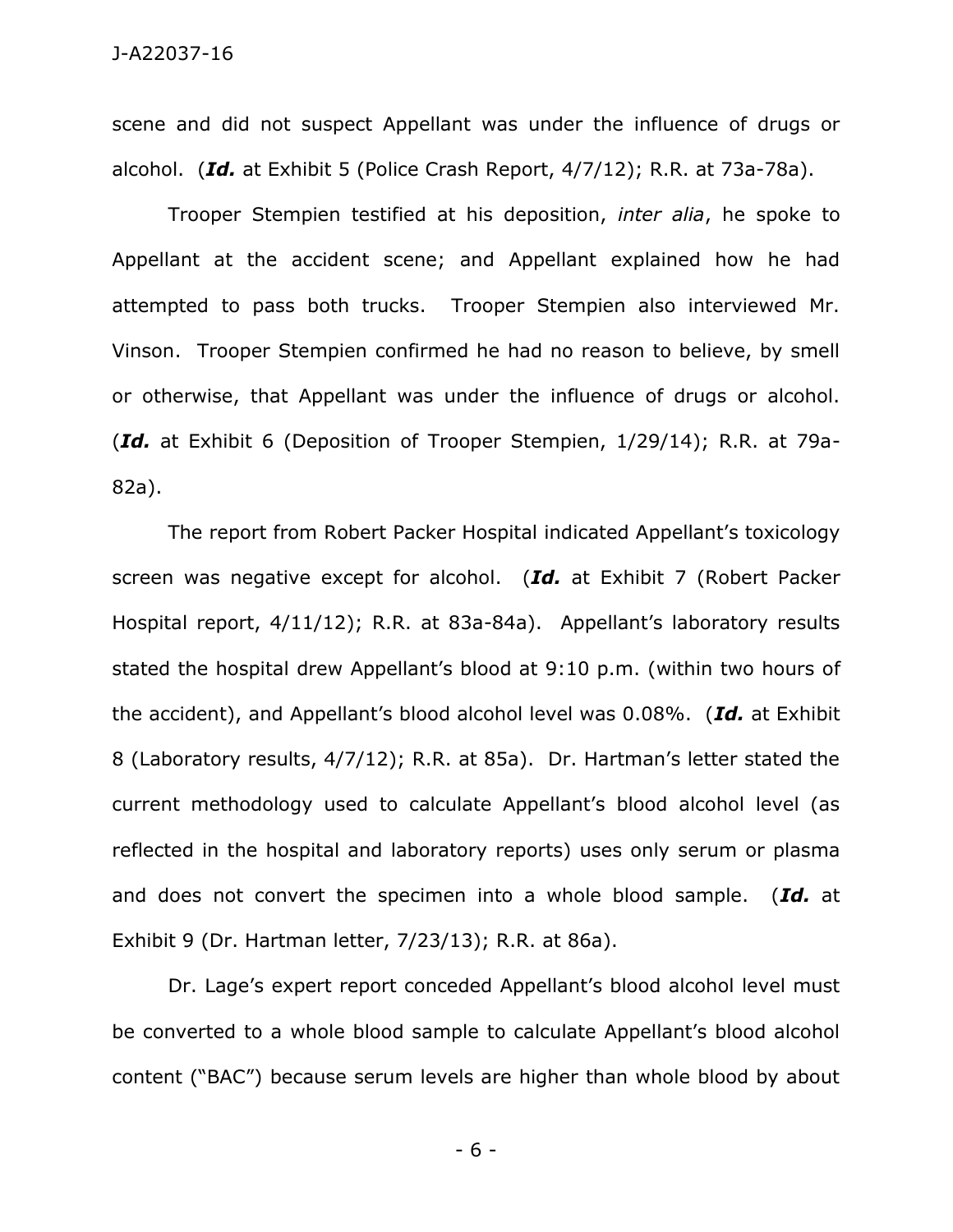scene and did not suspect Appellant was under the influence of drugs or alcohol. (***Id.*** at Exhibit 5 (Police Crash Report, 4/7/12); R.R. at 73a-78a).

Trooper Stempien testified at his deposition, *inter alia*, he spoke to Appellant at the accident scene; and Appellant explained how he had attempted to pass both trucks. Trooper Stempien also interviewed Mr. Vinson. Trooper Stempien confirmed he had no reason to believe, by smell or otherwise, that Appellant was under the influence of drugs or alcohol. (***Id.*** at Exhibit 6 (Deposition of Trooper Stempien, 1/29/14); R.R. at 79a-82a).

The report from Robert Packer Hospital indicated Appellant's toxicology screen was negative except for alcohol. (***Id.*** at Exhibit 7 (Robert Packer Hospital report, 4/11/12); R.R. at 83a-84a). Appellant's laboratory results stated the hospital drew Appellant's blood at 9:10 p.m. (within two hours of the accident), and Appellant's blood alcohol level was 0.08%. (***Id.*** at Exhibit 8 (Laboratory results, 4/7/12); R.R. at 85a). Dr. Hartman's letter stated the current methodology used to calculate Appellant's blood alcohol level (as reflected in the hospital and laboratory reports) uses only serum or plasma and does not convert the specimen into a whole blood sample. (***Id.*** at Exhibit 9 (Dr. Hartman letter, 7/23/13); R.R. at 86a).

Dr. Lage's expert report conceded Appellant's blood alcohol level must be converted to a whole blood sample to calculate Appellant's blood alcohol content ("BAC") because serum levels are higher than whole blood by about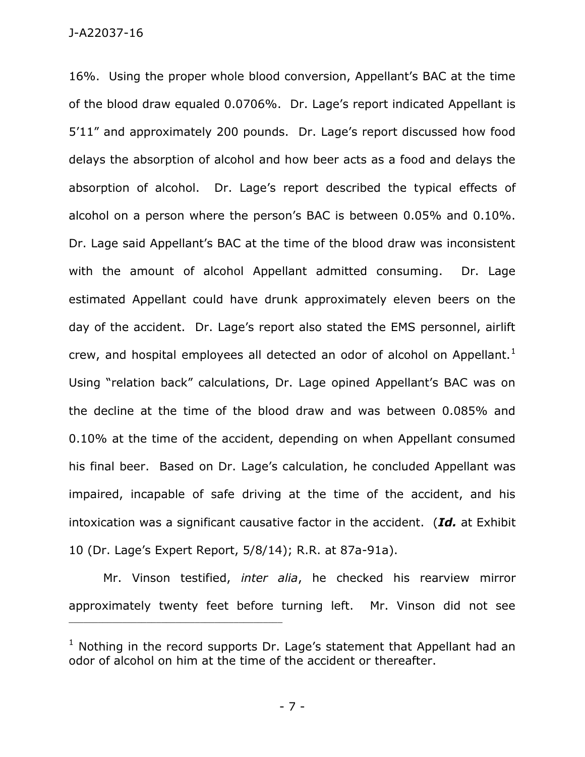16%. Using the proper whole blood conversion, Appellant's BAC at the time of the blood draw equaled 0.0706%. Dr. Lage's report indicated Appellant is 5'11" and approximately 200 pounds. Dr. Lage's report discussed how food delays the absorption of alcohol and how beer acts as a food and delays the absorption of alcohol. Dr. Lage's report described the typical effects of alcohol on a person where the person's BAC is between 0.05% and 0.10%. Dr. Lage said Appellant's BAC at the time of the blood draw was inconsistent with the amount of alcohol Appellant admitted consuming. Dr. Lage estimated Appellant could have drunk approximately eleven beers on the day of the accident. Dr. Lage's report also stated the EMS personnel, airlift crew, and hospital employees all detected an odor of alcohol on Appellant.[1] Using "relation back" calculations, Dr. Lage opined Appellant's BAC was on the decline at the time of the blood draw and was between 0.085% and 0.10% at the time of the accident, depending on when Appellant consumed his final beer. Based on Dr. Lage's calculation, he concluded Appellant was impaired, incapable of safe driving at the time of the accident, and his intoxication was a significant causative factor in the accident. (***Id.*** at Exhibit 10 (Dr. Lage's Expert Report, 5/8/14); R.R. at 87a-91a).

Mr. Vinson testified, *inter alia*, he checked his rearview mirror approximately twenty feet before turning left. Mr. Vinson did not see

---

[1] Nothing in the record supports Dr. Lage's statement that Appellant had an odor of alcohol on him at the time of the accident or thereafter.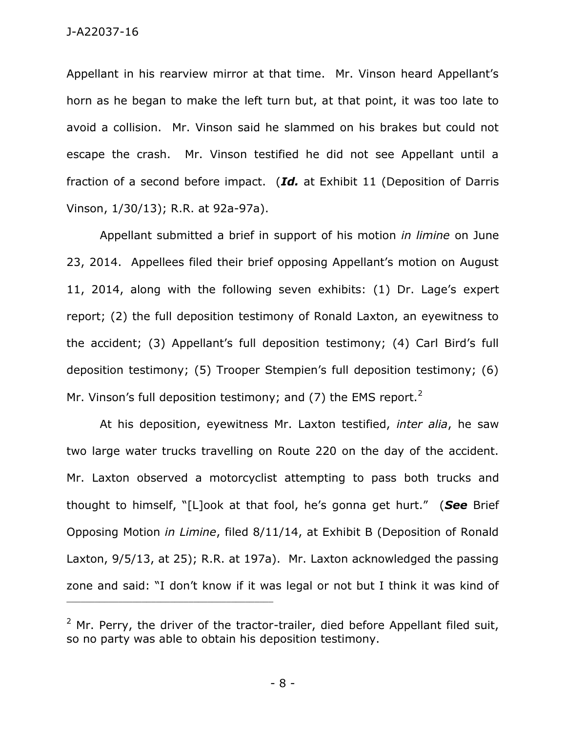Appellant in his rearview mirror at that time. Mr. Vinson heard Appellant's horn as he began to make the left turn but, at that point, it was too late to avoid a collision. Mr. Vinson said he slammed on his brakes but could not escape the crash. Mr. Vinson testified he did not see Appellant until a fraction of a second before impact. (***Id.*** at Exhibit 11 (Deposition of Darris Vinson, 1/30/13); R.R. at 92a-97a).

Appellant submitted a brief in support of his motion *in limine* on June 23, 2014. Appellees filed their brief opposing Appellant's motion on August 11, 2014, along with the following seven exhibits: (1) Dr. Lage's expert report; (2) the full deposition testimony of Ronald Laxton, an eyewitness to the accident; (3) Appellant's full deposition testimony; (4) Carl Bird's full deposition testimony; (5) Trooper Stempien's full deposition testimony; (6) Mr. Vinson's full deposition testimony; and (7) the EMS report.[2]

At his deposition, eyewitness Mr. Laxton testified, *inter alia*, he saw two large water trucks travelling on Route 220 on the day of the accident. Mr. Laxton observed a motorcyclist attempting to pass both trucks and thought to himself, "[L]ook at that fool, he's gonna get hurt." (***See*** Brief Opposing Motion *in Limine*, filed 8/11/14, at Exhibit B (Deposition of Ronald Laxton, 9/5/13, at 25); R.R. at 197a). Mr. Laxton acknowledged the passing zone and said: "I don't know if it was legal or not but I think it was kind of

---

[2] Mr. Perry, the driver of the tractor-trailer, died before Appellant filed suit, so no party was able to obtain his deposition testimony.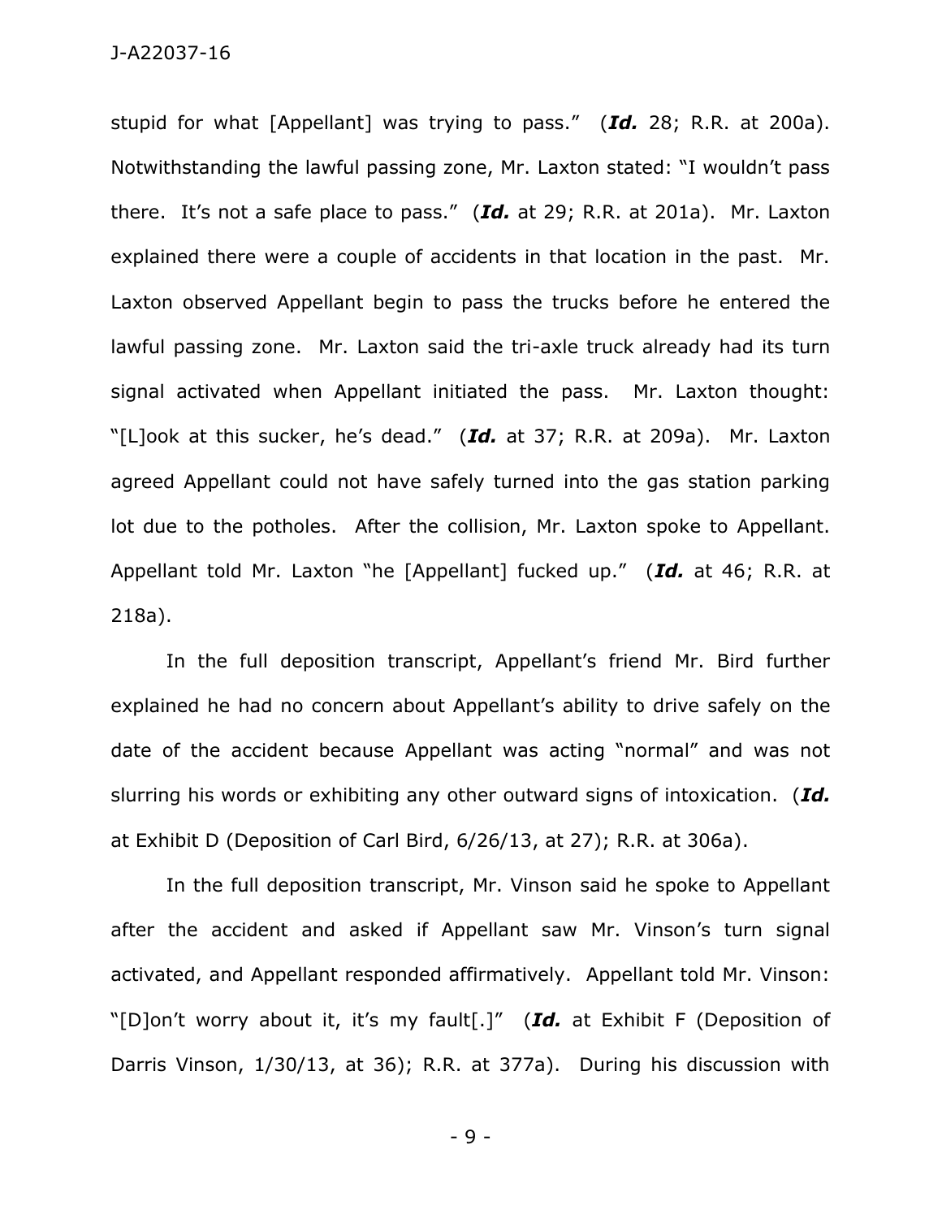stupid for what [Appellant] was trying to pass." (***Id.*** 28; R.R. at 200a). Notwithstanding the lawful passing zone, Mr. Laxton stated: "I wouldn't pass there. It's not a safe place to pass." (***Id.*** at 29; R.R. at 201a). Mr. Laxton explained there were a couple of accidents in that location in the past. Mr. Laxton observed Appellant begin to pass the trucks before he entered the lawful passing zone. Mr. Laxton said the tri-axle truck already had its turn signal activated when Appellant initiated the pass. Mr. Laxton thought: "[L]ook at this sucker, he's dead." (***Id.*** at 37; R.R. at 209a). Mr. Laxton agreed Appellant could not have safely turned into the gas station parking lot due to the potholes. After the collision, Mr. Laxton spoke to Appellant. Appellant told Mr. Laxton "he [Appellant] fucked up." (***Id.*** at 46; R.R. at 218a).

In the full deposition transcript, Appellant's friend Mr. Bird further explained he had no concern about Appellant's ability to drive safely on the date of the accident because Appellant was acting "normal" and was not slurring his words or exhibiting any other outward signs of intoxication. (***Id.*** at Exhibit D (Deposition of Carl Bird, 6/26/13, at 27); R.R. at 306a).

In the full deposition transcript, Mr. Vinson said he spoke to Appellant after the accident and asked if Appellant saw Mr. Vinson's turn signal activated, and Appellant responded affirmatively. Appellant told Mr. Vinson: "[D]on't worry about it, it's my fault[.]" (***Id.*** at Exhibit F (Deposition of Darris Vinson, 1/30/13, at 36); R.R. at 377a). During his discussion with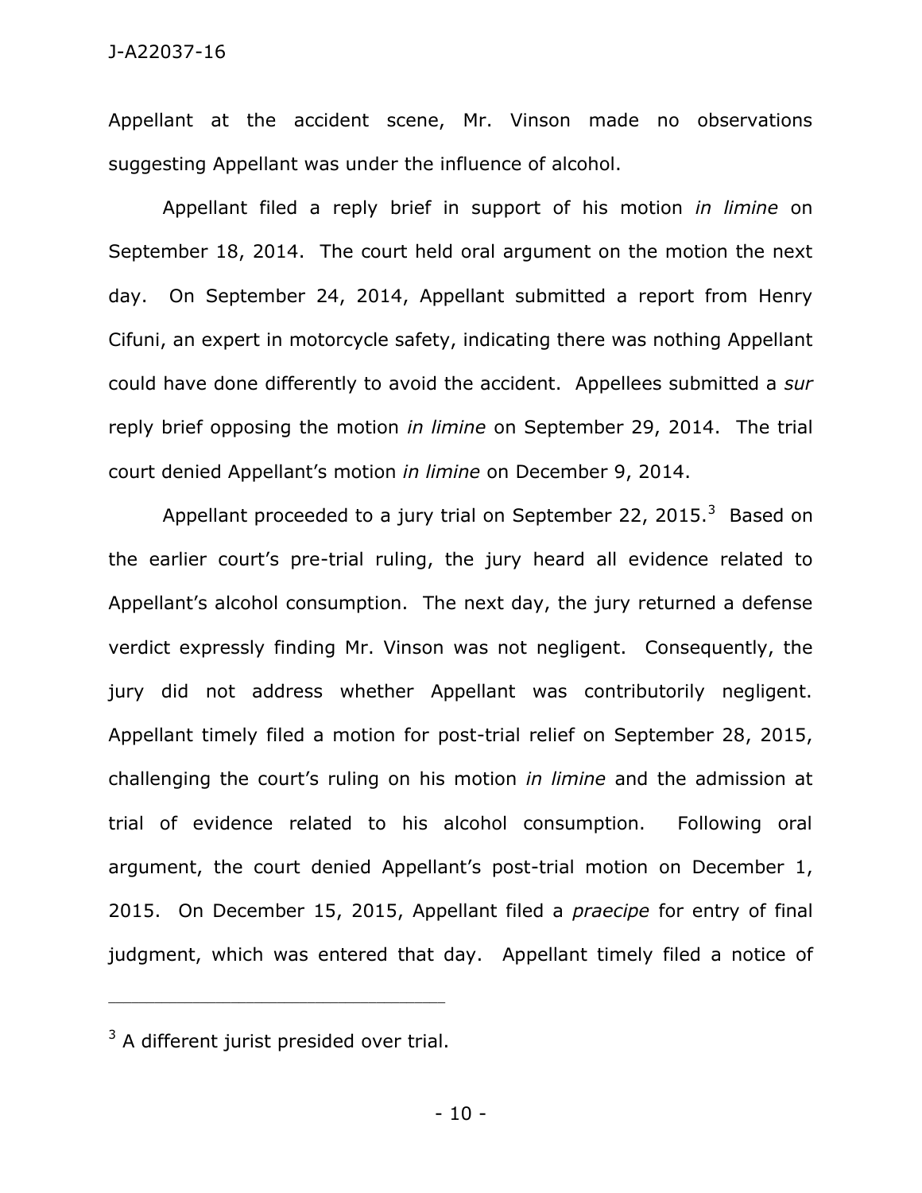Appellant at the accident scene, Mr. Vinson made no observations suggesting Appellant was under the influence of alcohol.

Appellant filed a reply brief in support of his motion *in limine* on September 18, 2014. The court held oral argument on the motion the next day. On September 24, 2014, Appellant submitted a report from Henry Cifuni, an expert in motorcycle safety, indicating there was nothing Appellant could have done differently to avoid the accident. Appellees submitted a *sur* reply brief opposing the motion *in limine* on September 29, 2014. The trial court denied Appellant's motion *in limine* on December 9, 2014.

Appellant proceeded to a jury trial on September 22, 2015.[3] Based on the earlier court's pre-trial ruling, the jury heard all evidence related to Appellant's alcohol consumption. The next day, the jury returned a defense verdict expressly finding Mr. Vinson was not negligent. Consequently, the jury did not address whether Appellant was contributorily negligent. Appellant timely filed a motion for post-trial relief on September 28, 2015, challenging the court's ruling on his motion *in limine* and the admission at trial of evidence related to his alcohol consumption. Following oral argument, the court denied Appellant's post-trial motion on December 1, 2015. On December 15, 2015, Appellant filed a *praecipe* for entry of final judgment, which was entered that day. Appellant timely filed a notice of

---

[3] A different jurist presided over trial.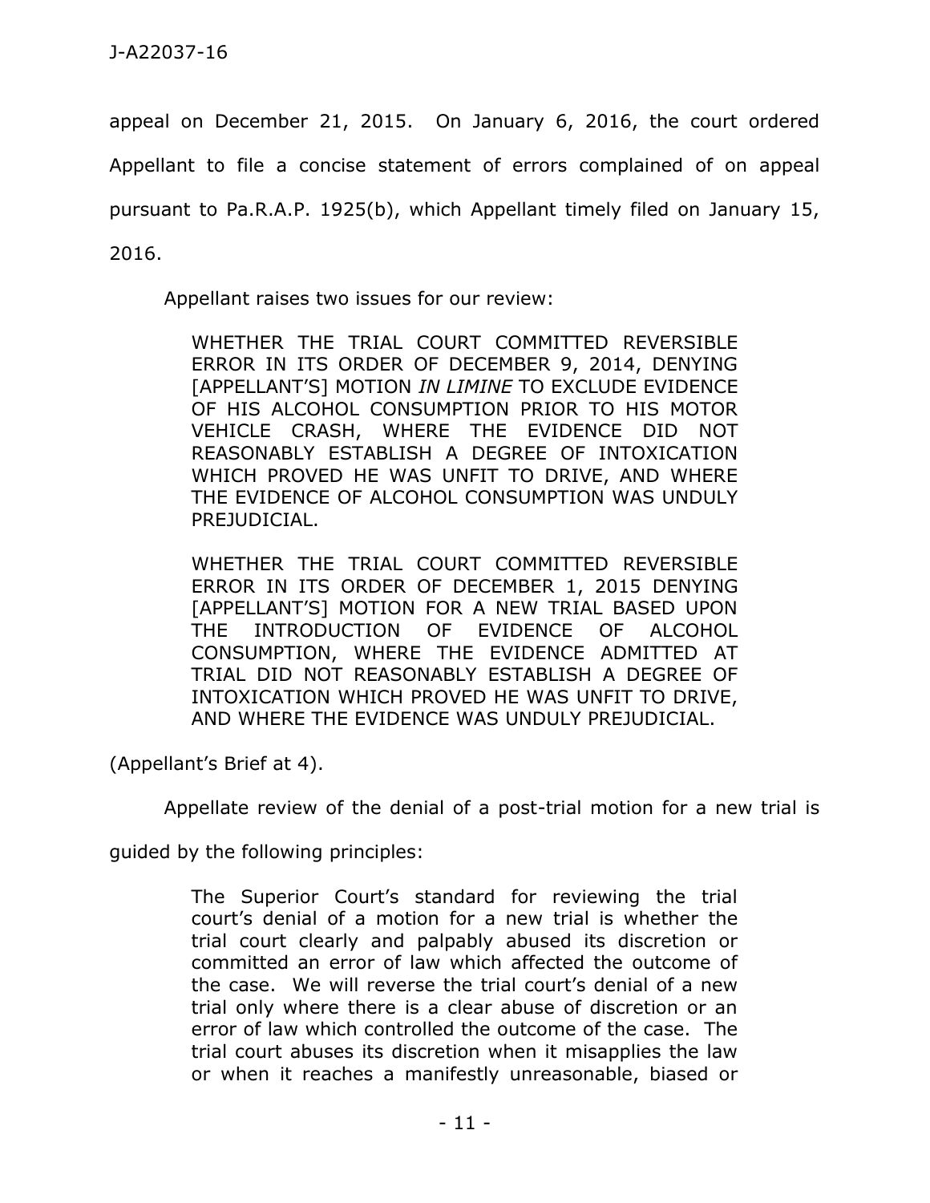appeal on December 21, 2015. On January 6, 2016, the court ordered Appellant to file a concise statement of errors complained of on appeal pursuant to Pa.R.A.P. 1925(b), which Appellant timely filed on January 15, 2016.

Appellant raises two issues for our review:

> WHETHER THE TRIAL COURT COMMITTED REVERSIBLE ERROR IN ITS ORDER OF DECEMBER 9, 2014, DENYING [APPELLANT'S] MOTION *IN LIMINE* TO EXCLUDE EVIDENCE OF HIS ALCOHOL CONSUMPTION PRIOR TO HIS MOTOR VEHICLE CRASH, WHERE THE EVIDENCE DID NOT REASONABLY ESTABLISH A DEGREE OF INTOXICATION WHICH PROVED HE WAS UNFIT TO DRIVE, AND WHERE THE EVIDENCE OF ALCOHOL CONSUMPTION WAS UNDULY PREJUDICIAL.
>
> WHETHER THE TRIAL COURT COMMITTED REVERSIBLE ERROR IN ITS ORDER OF DECEMBER 1, 2015 DENYING [APPELLANT'S] MOTION FOR A NEW TRIAL BASED UPON THE INTRODUCTION OF EVIDENCE OF ALCOHOL CONSUMPTION, WHERE THE EVIDENCE ADMITTED AT TRIAL DID NOT REASONABLY ESTABLISH A DEGREE OF INTOXICATION WHICH PROVED HE WAS UNFIT TO DRIVE, AND WHERE THE EVIDENCE WAS UNDULY PREJUDICIAL.

(Appellant's Brief at 4).

Appellate review of the denial of a post-trial motion for a new trial is guided by the following principles:

> The Superior Court's standard for reviewing the trial court's denial of a motion for a new trial is whether the trial court clearly and palpably abused its discretion or committed an error of law which affected the outcome of the case. We will reverse the trial court's denial of a new trial only where there is a clear abuse of discretion or an error of law which controlled the outcome of the case. The trial court abuses its discretion when it misapplies the law or when it reaches a manifestly unreasonable, biased or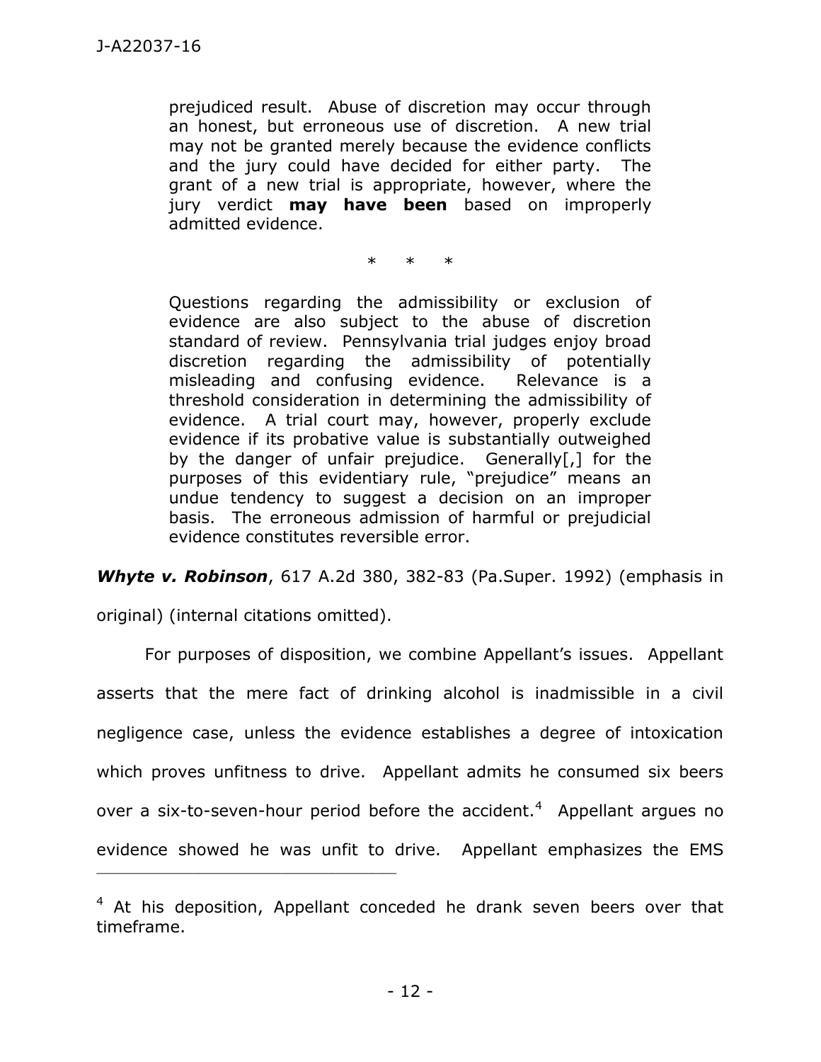> prejudiced result. Abuse of discretion may occur through an honest, but erroneous use of discretion. A new trial may not be granted merely because the evidence conflicts and the jury could have decided for either party. The grant of a new trial is appropriate, however, where the jury verdict **may have been** based on improperly admitted evidence.
>
> \* \* \*
>
> Questions regarding the admissibility or exclusion of evidence are also subject to the abuse of discretion standard of review. Pennsylvania trial judges enjoy broad discretion regarding the admissibility of potentially misleading and confusing evidence. Relevance is a threshold consideration in determining the admissibility of evidence. A trial court may, however, properly exclude evidence if its probative value is substantially outweighed by the danger of unfair prejudice. Generally[,] for the purposes of this evidentiary rule, "prejudice" means an undue tendency to suggest a decision on an improper basis. The erroneous admission of harmful or prejudicial evidence constitutes reversible error.

***Whyte v. Robinson***, 617 A.2d 380, 382-83 (Pa.Super. 1992) (emphasis in original) (internal citations omitted).

For purposes of disposition, we combine Appellant's issues. Appellant asserts that the mere fact of drinking alcohol is inadmissible in a civil negligence case, unless the evidence establishes a degree of intoxication which proves unfitness to drive. Appellant admits he consumed six beers over a six-to-seven-hour period before the accident.[4] Appellant argues no evidence showed he was unfit to drive. Appellant emphasizes the EMS

---

[4] At his deposition, Appellant conceded he drank seven beers over that timeframe.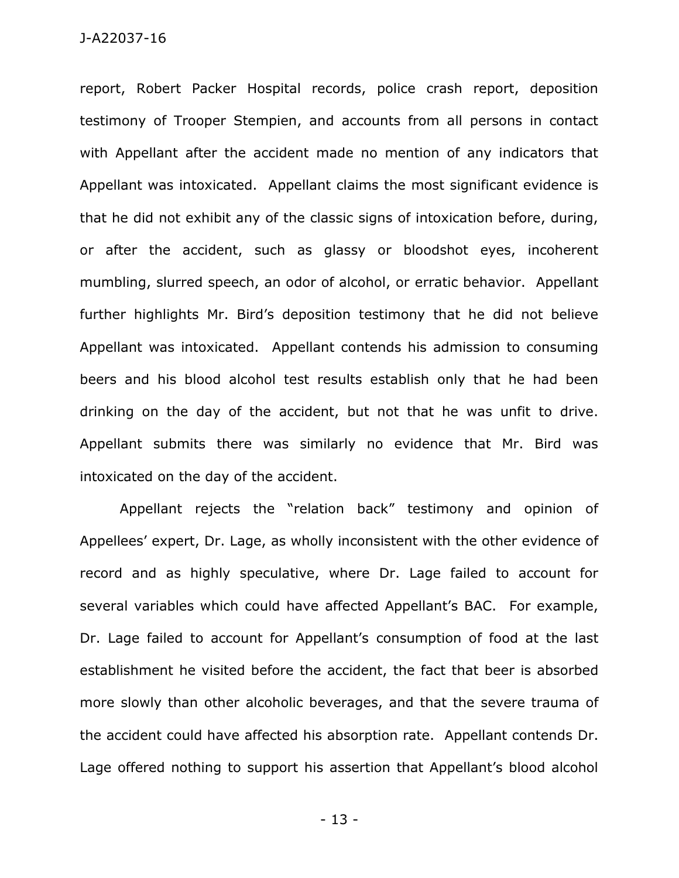report, Robert Packer Hospital records, police crash report, deposition testimony of Trooper Stempien, and accounts from all persons in contact with Appellant after the accident made no mention of any indicators that Appellant was intoxicated. Appellant claims the most significant evidence is that he did not exhibit any of the classic signs of intoxication before, during, or after the accident, such as glassy or bloodshot eyes, incoherent mumbling, slurred speech, an odor of alcohol, or erratic behavior. Appellant further highlights Mr. Bird's deposition testimony that he did not believe Appellant was intoxicated. Appellant contends his admission to consuming beers and his blood alcohol test results establish only that he had been drinking on the day of the accident, but not that he was unfit to drive. Appellant submits there was similarly no evidence that Mr. Bird was intoxicated on the day of the accident.

Appellant rejects the "relation back" testimony and opinion of Appellees' expert, Dr. Lage, as wholly inconsistent with the other evidence of record and as highly speculative, where Dr. Lage failed to account for several variables which could have affected Appellant's BAC. For example, Dr. Lage failed to account for Appellant's consumption of food at the last establishment he visited before the accident, the fact that beer is absorbed more slowly than other alcoholic beverages, and that the severe trauma of the accident could have affected his absorption rate. Appellant contends Dr. Lage offered nothing to support his assertion that Appellant's blood alcohol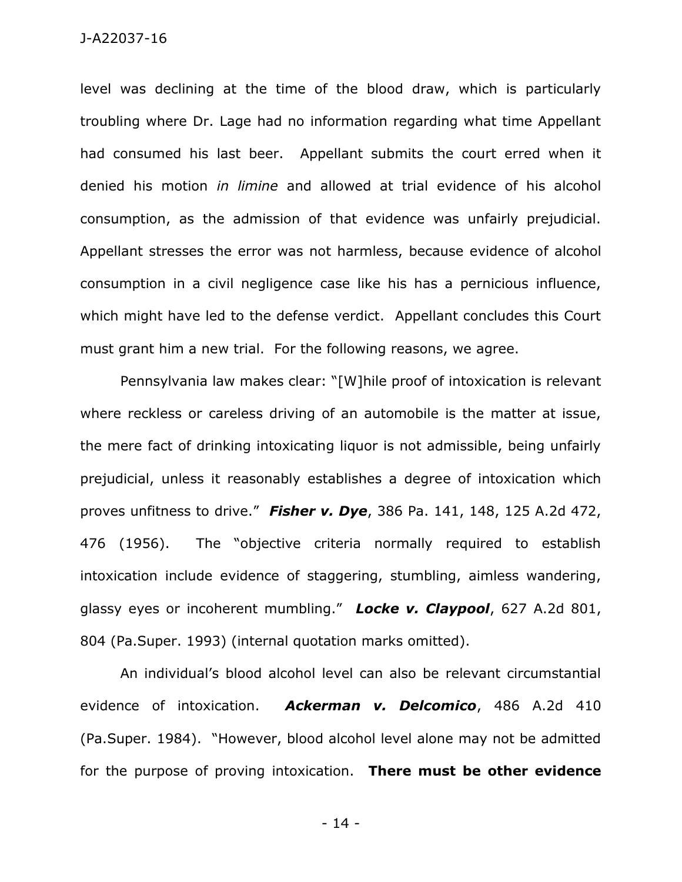level was declining at the time of the blood draw, which is particularly troubling where Dr. Lage had no information regarding what time Appellant had consumed his last beer. Appellant submits the court erred when it denied his motion *in limine* and allowed at trial evidence of his alcohol consumption, as the admission of that evidence was unfairly prejudicial. Appellant stresses the error was not harmless, because evidence of alcohol consumption in a civil negligence case like his has a pernicious influence, which might have led to the defense verdict. Appellant concludes this Court must grant him a new trial. For the following reasons, we agree.

Pennsylvania law makes clear: "[W]hile proof of intoxication is relevant where reckless or careless driving of an automobile is the matter at issue, the mere fact of drinking intoxicating liquor is not admissible, being unfairly prejudicial, unless it reasonably establishes a degree of intoxication which proves unfitness to drive." ***Fisher v. Dye***, 386 Pa. 141, 148, 125 A.2d 472, 476 (1956). The "objective criteria normally required to establish intoxication include evidence of staggering, stumbling, aimless wandering, glassy eyes or incoherent mumbling." ***Locke v. Claypool***, 627 A.2d 801, 804 (Pa.Super. 1993) (internal quotation marks omitted).

An individual's blood alcohol level can also be relevant circumstantial evidence of intoxication. ***Ackerman v. Delcomico***, 486 A.2d 410 (Pa.Super. 1984). "However, blood alcohol level alone may not be admitted for the purpose of proving intoxication. **There must be other evidence**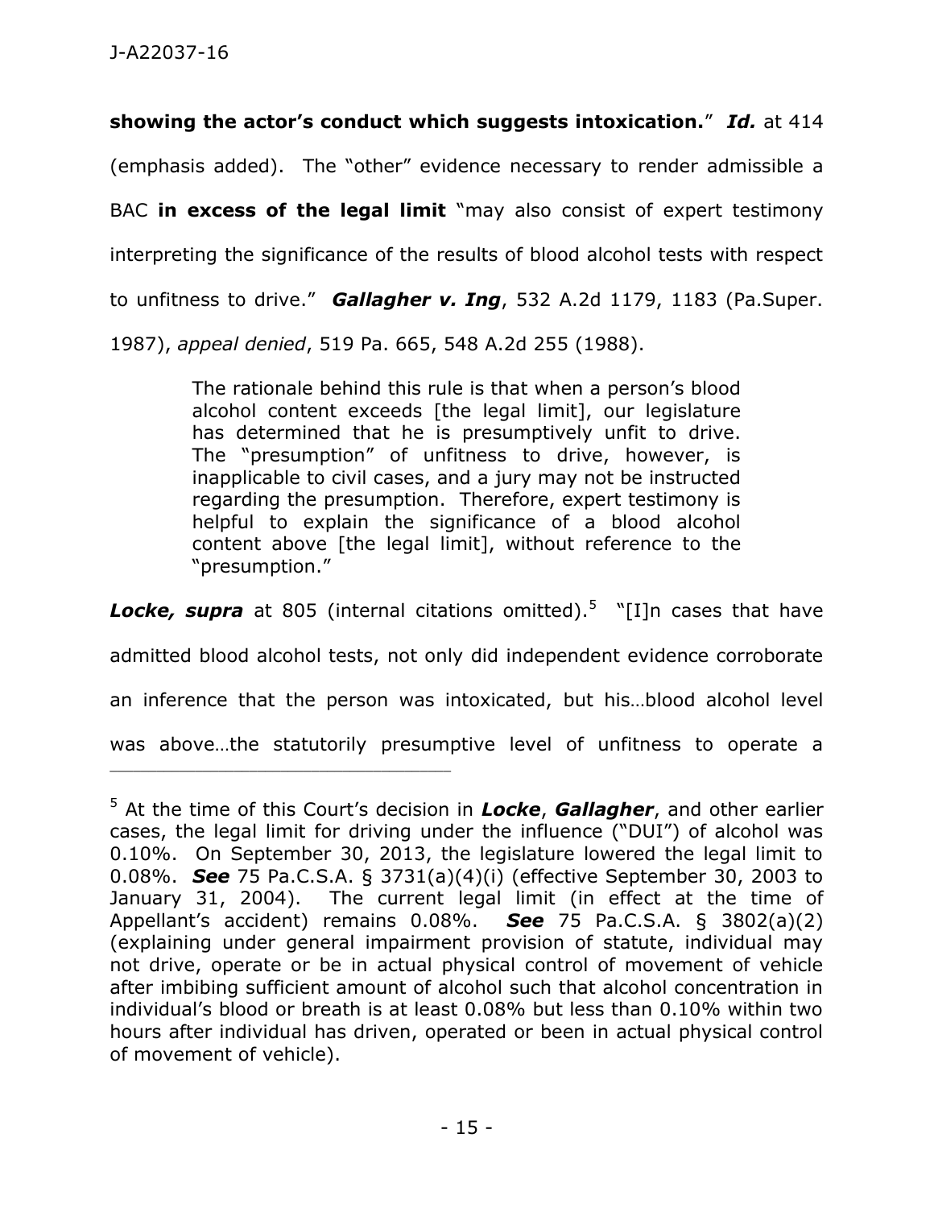**showing the actor's conduct which suggests intoxication.**" ***Id.*** at 414 (emphasis added). The "other" evidence necessary to render admissible a BAC **in excess of the legal limit** "may also consist of expert testimony interpreting the significance of the results of blood alcohol tests with respect to unfitness to drive." ***Gallagher v. Ing***, 532 A.2d 1179, 1183 (Pa.Super. 1987), *appeal denied*, 519 Pa. 665, 548 A.2d 255 (1988).

> The rationale behind this rule is that when a person's blood alcohol content exceeds [the legal limit], our legislature has determined that he is presumptively unfit to drive. The "presumption" of unfitness to drive, however, is inapplicable to civil cases, and a jury may not be instructed regarding the presumption. Therefore, expert testimony is helpful to explain the significance of a blood alcohol content above [the legal limit], without reference to the "presumption."

***Locke, supra*** at 805 (internal citations omitted).[5] "[I]n cases that have admitted blood alcohol tests, not only did independent evidence corroborate an inference that the person was intoxicated, but his…blood alcohol level was above…the statutorily presumptive level of unfitness to operate a

---

[5] At the time of this Court's decision in ***Locke***, ***Gallagher***, and other earlier cases, the legal limit for driving under the influence ("DUI") of alcohol was 0.10%. On September 30, 2013, the legislature lowered the legal limit to 0.08%. ***See*** 75 Pa.C.S.A. § 3731(a)(4)(i) (effective September 30, 2003 to January 31, 2004). The current legal limit (in effect at the time of Appellant's accident) remains 0.08%. ***See*** 75 Pa.C.S.A. § 3802(a)(2) (explaining under general impairment provision of statute, individual may not drive, operate or be in actual physical control of movement of vehicle after imbibing sufficient amount of alcohol such that alcohol concentration in individual's blood or breath is at least 0.08% but less than 0.10% within two hours after individual has driven, operated or been in actual physical control of movement of vehicle).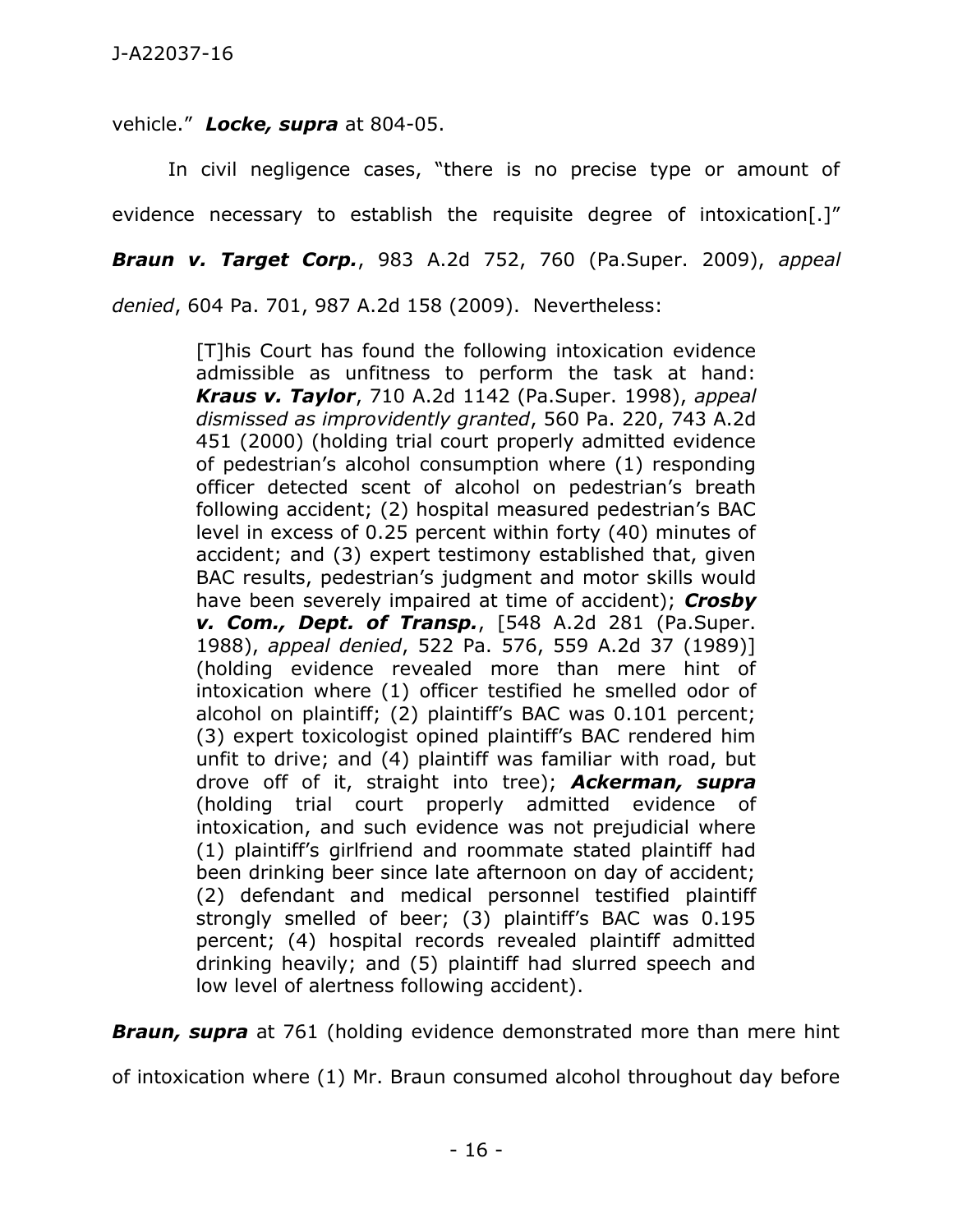vehicle." ***Locke, supra*** at 804-05.

In civil negligence cases, "there is no precise type or amount of evidence necessary to establish the requisite degree of intoxication[.]" ***Braun v. Target Corp.***, 983 A.2d 752, 760 (Pa.Super. 2009), *appeal denied*, 604 Pa. 701, 987 A.2d 158 (2009). Nevertheless:

> [T]his Court has found the following intoxication evidence admissible as unfitness to perform the task at hand: ***Kraus v. Taylor***, 710 A.2d 1142 (Pa.Super. 1998), *appeal dismissed as improvidently granted*, 560 Pa. 220, 743 A.2d 451 (2000) (holding trial court properly admitted evidence of pedestrian's alcohol consumption where (1) responding officer detected scent of alcohol on pedestrian's breath following accident; (2) hospital measured pedestrian's BAC level in excess of 0.25 percent within forty (40) minutes of accident; and (3) expert testimony established that, given BAC results, pedestrian's judgment and motor skills would have been severely impaired at time of accident); ***Crosby v. Com., Dept. of Transp.***, [548 A.2d 281 (Pa.Super. 1988), *appeal denied*, 522 Pa. 576, 559 A.2d 37 (1989)] (holding evidence revealed more than mere hint of intoxication where (1) officer testified he smelled odor of alcohol on plaintiff; (2) plaintiff's BAC was 0.101 percent; (3) expert toxicologist opined plaintiff's BAC rendered him unfit to drive; and (4) plaintiff was familiar with road, but drove off of it, straight into tree); ***Ackerman, supra*** (holding trial court properly admitted evidence of intoxication, and such evidence was not prejudicial where (1) plaintiff's girlfriend and roommate stated plaintiff had been drinking beer since late afternoon on day of accident; (2) defendant and medical personnel testified plaintiff strongly smelled of beer; (3) plaintiff's BAC was 0.195 percent; (4) hospital records revealed plaintiff admitted drinking heavily; and (5) plaintiff had slurred speech and low level of alertness following accident).

***Braun, supra*** at 761 (holding evidence demonstrated more than mere hint of intoxication where (1) Mr. Braun consumed alcohol throughout day before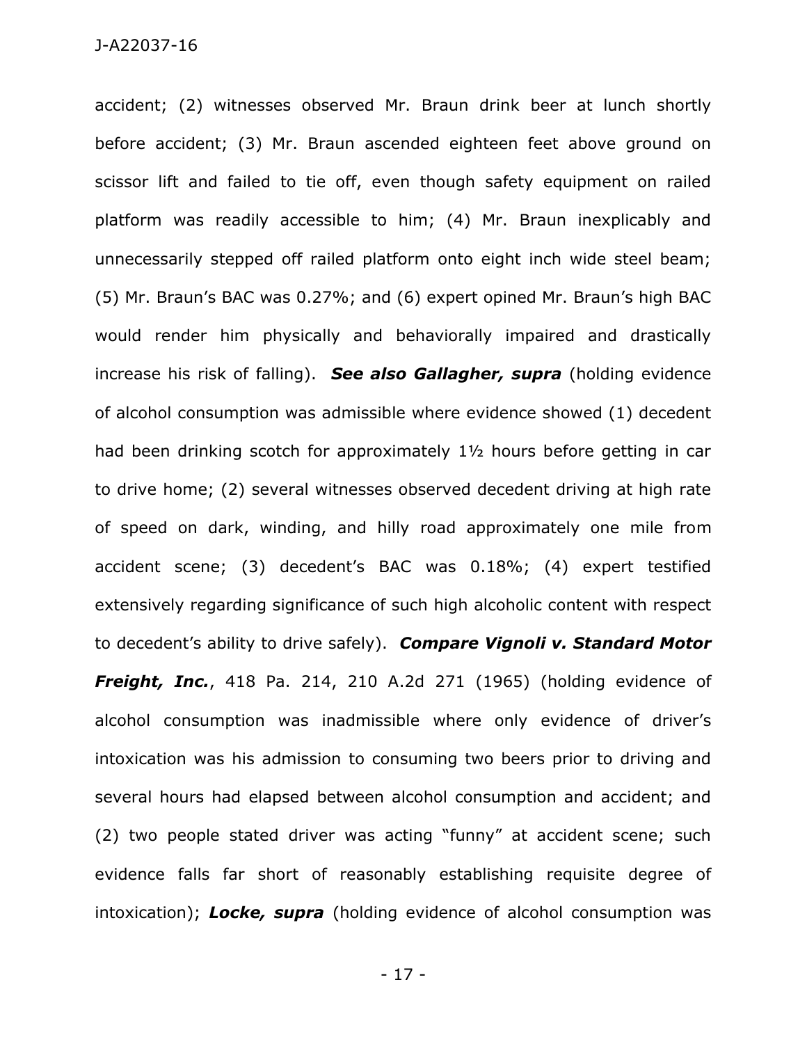accident; (2) witnesses observed Mr. Braun drink beer at lunch shortly before accident; (3) Mr. Braun ascended eighteen feet above ground on scissor lift and failed to tie off, even though safety equipment on railed platform was readily accessible to him; (4) Mr. Braun inexplicably and unnecessarily stepped off railed platform onto eight inch wide steel beam; (5) Mr. Braun's BAC was 0.27%; and (6) expert opined Mr. Braun's high BAC would render him physically and behaviorally impaired and drastically increase his risk of falling). ***See also Gallagher, supra*** (holding evidence of alcohol consumption was admissible where evidence showed (1) decedent had been drinking scotch for approximately 1½ hours before getting in car to drive home; (2) several witnesses observed decedent driving at high rate of speed on dark, winding, and hilly road approximately one mile from accident scene; (3) decedent's BAC was 0.18%; (4) expert testified extensively regarding significance of such high alcoholic content with respect to decedent's ability to drive safely). ***Compare Vignoli v. Standard Motor Freight, Inc.***, 418 Pa. 214, 210 A.2d 271 (1965) (holding evidence of alcohol consumption was inadmissible where only evidence of driver's intoxication was his admission to consuming two beers prior to driving and several hours had elapsed between alcohol consumption and accident; and (2) two people stated driver was acting "funny" at accident scene; such evidence falls far short of reasonably establishing requisite degree of intoxication); ***Locke, supra*** (holding evidence of alcohol consumption was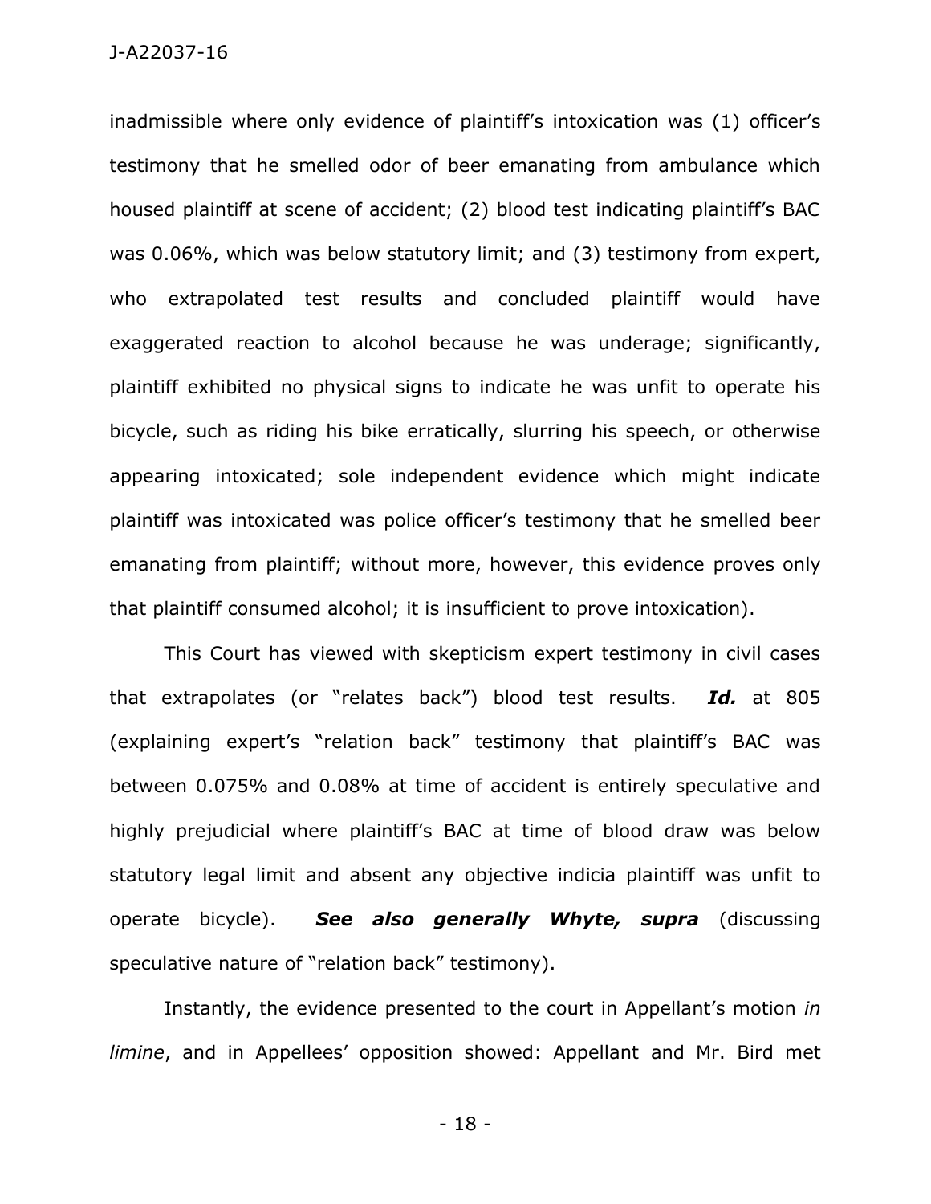inadmissible where only evidence of plaintiff's intoxication was (1) officer's testimony that he smelled odor of beer emanating from ambulance which housed plaintiff at scene of accident; (2) blood test indicating plaintiff's BAC was 0.06%, which was below statutory limit; and (3) testimony from expert, who extrapolated test results and concluded plaintiff would have exaggerated reaction to alcohol because he was underage; significantly, plaintiff exhibited no physical signs to indicate he was unfit to operate his bicycle, such as riding his bike erratically, slurring his speech, or otherwise appearing intoxicated; sole independent evidence which might indicate plaintiff was intoxicated was police officer's testimony that he smelled beer emanating from plaintiff; without more, however, this evidence proves only that plaintiff consumed alcohol; it is insufficient to prove intoxication).

This Court has viewed with skepticism expert testimony in civil cases that extrapolates (or "relates back") blood test results. ***Id.*** at 805 (explaining expert's "relation back" testimony that plaintiff's BAC was between 0.075% and 0.08% at time of accident is entirely speculative and highly prejudicial where plaintiff's BAC at time of blood draw was below statutory legal limit and absent any objective indicia plaintiff was unfit to operate bicycle). ***See also generally Whyte, supra*** (discussing speculative nature of "relation back" testimony).

Instantly, the evidence presented to the court in Appellant's motion *in limine*, and in Appellees' opposition showed: Appellant and Mr. Bird met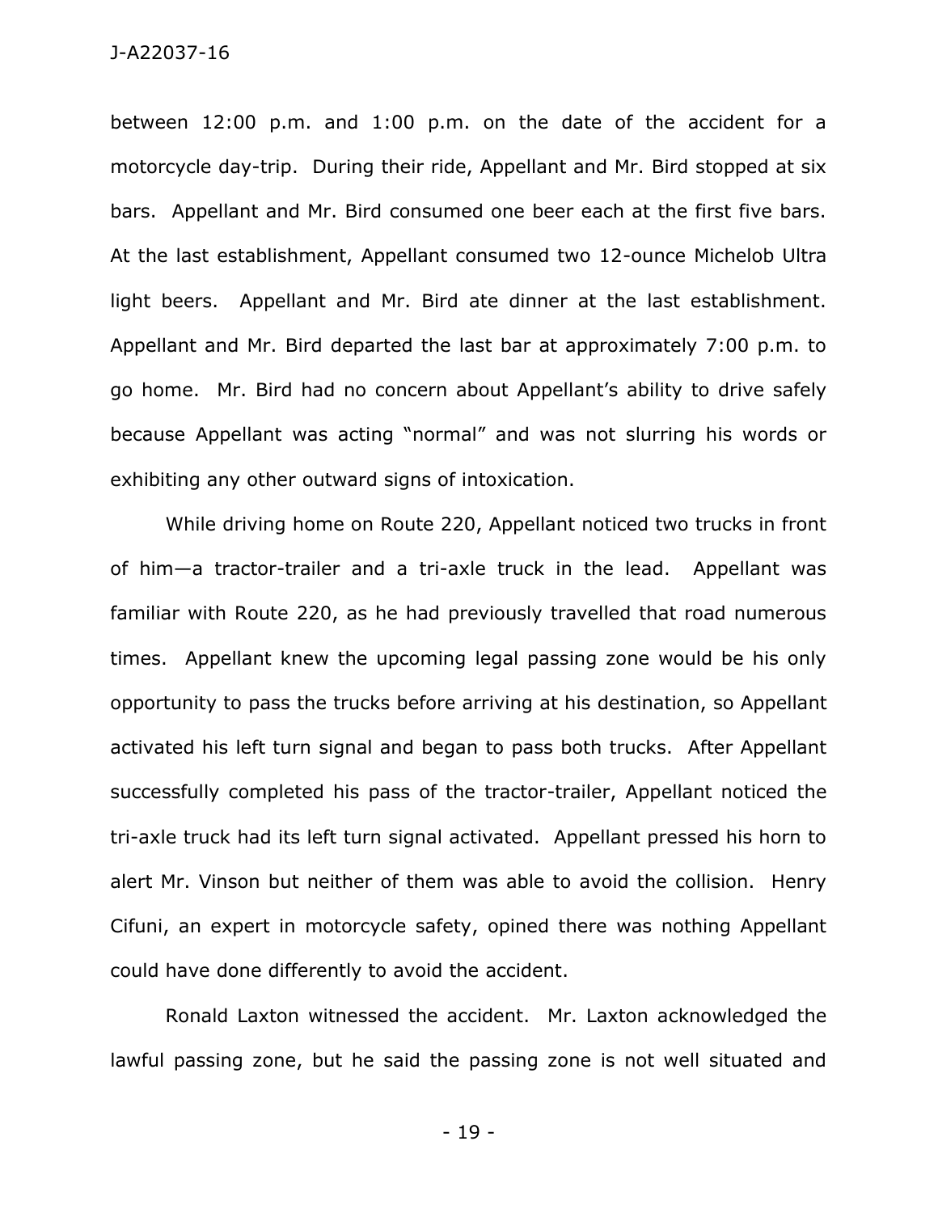between 12:00 p.m. and 1:00 p.m. on the date of the accident for a motorcycle day-trip. During their ride, Appellant and Mr. Bird stopped at six bars. Appellant and Mr. Bird consumed one beer each at the first five bars. At the last establishment, Appellant consumed two 12-ounce Michelob Ultra light beers. Appellant and Mr. Bird ate dinner at the last establishment. Appellant and Mr. Bird departed the last bar at approximately 7:00 p.m. to go home. Mr. Bird had no concern about Appellant's ability to drive safely because Appellant was acting "normal" and was not slurring his words or exhibiting any other outward signs of intoxication.

While driving home on Route 220, Appellant noticed two trucks in front of him—a tractor-trailer and a tri-axle truck in the lead. Appellant was familiar with Route 220, as he had previously travelled that road numerous times. Appellant knew the upcoming legal passing zone would be his only opportunity to pass the trucks before arriving at his destination, so Appellant activated his left turn signal and began to pass both trucks. After Appellant successfully completed his pass of the tractor-trailer, Appellant noticed the tri-axle truck had its left turn signal activated. Appellant pressed his horn to alert Mr. Vinson but neither of them was able to avoid the collision. Henry Cifuni, an expert in motorcycle safety, opined there was nothing Appellant could have done differently to avoid the accident.

Ronald Laxton witnessed the accident. Mr. Laxton acknowledged the lawful passing zone, but he said the passing zone is not well situated and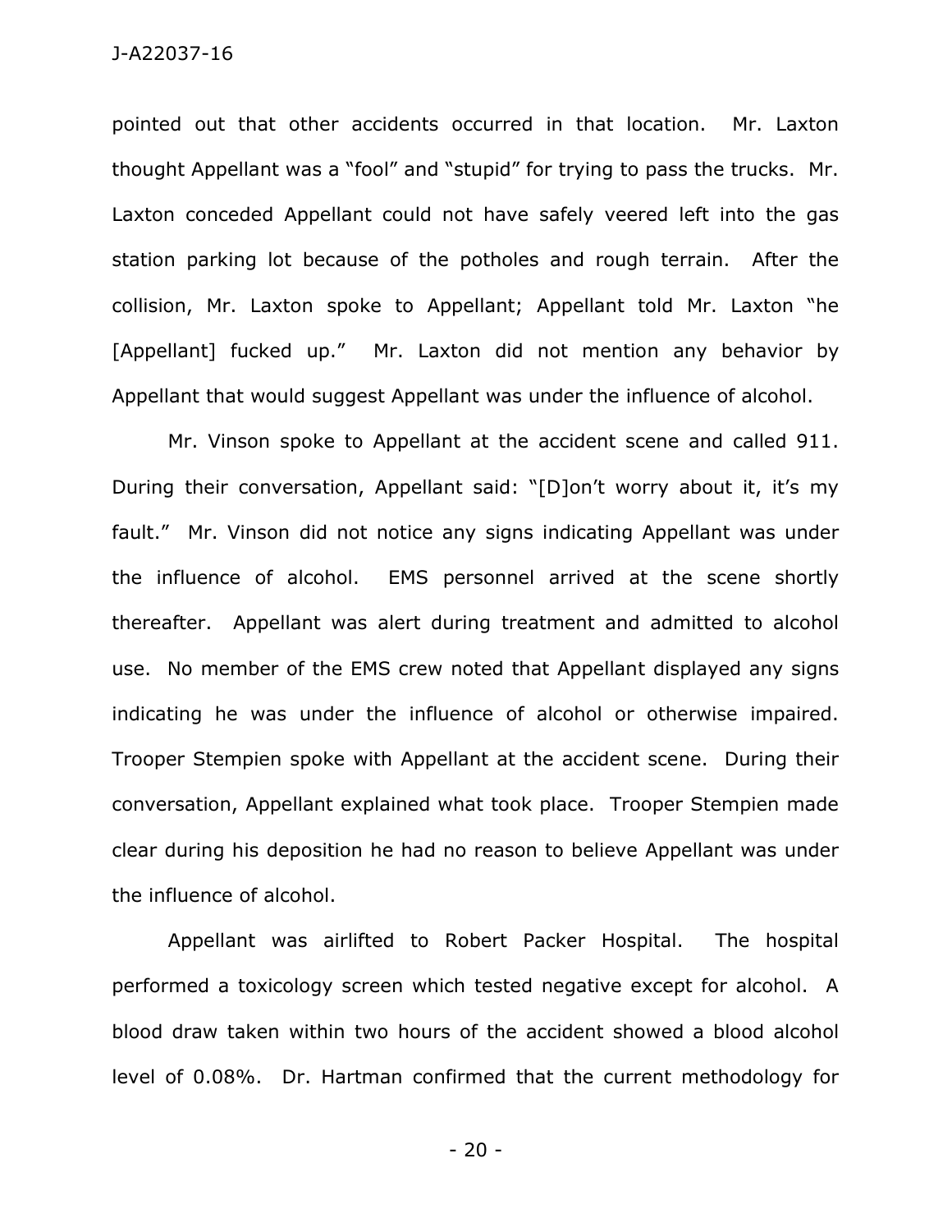pointed out that other accidents occurred in that location. Mr. Laxton thought Appellant was a "fool" and "stupid" for trying to pass the trucks. Mr. Laxton conceded Appellant could not have safely veered left into the gas station parking lot because of the potholes and rough terrain. After the collision, Mr. Laxton spoke to Appellant; Appellant told Mr. Laxton "he [Appellant] fucked up." Mr. Laxton did not mention any behavior by Appellant that would suggest Appellant was under the influence of alcohol.

Mr. Vinson spoke to Appellant at the accident scene and called 911. During their conversation, Appellant said: "[D]on't worry about it, it's my fault." Mr. Vinson did not notice any signs indicating Appellant was under the influence of alcohol. EMS personnel arrived at the scene shortly thereafter. Appellant was alert during treatment and admitted to alcohol use. No member of the EMS crew noted that Appellant displayed any signs indicating he was under the influence of alcohol or otherwise impaired. Trooper Stempien spoke with Appellant at the accident scene. During their conversation, Appellant explained what took place. Trooper Stempien made clear during his deposition he had no reason to believe Appellant was under the influence of alcohol.

Appellant was airlifted to Robert Packer Hospital. The hospital performed a toxicology screen which tested negative except for alcohol. A blood draw taken within two hours of the accident showed a blood alcohol level of 0.08%. Dr. Hartman confirmed that the current methodology for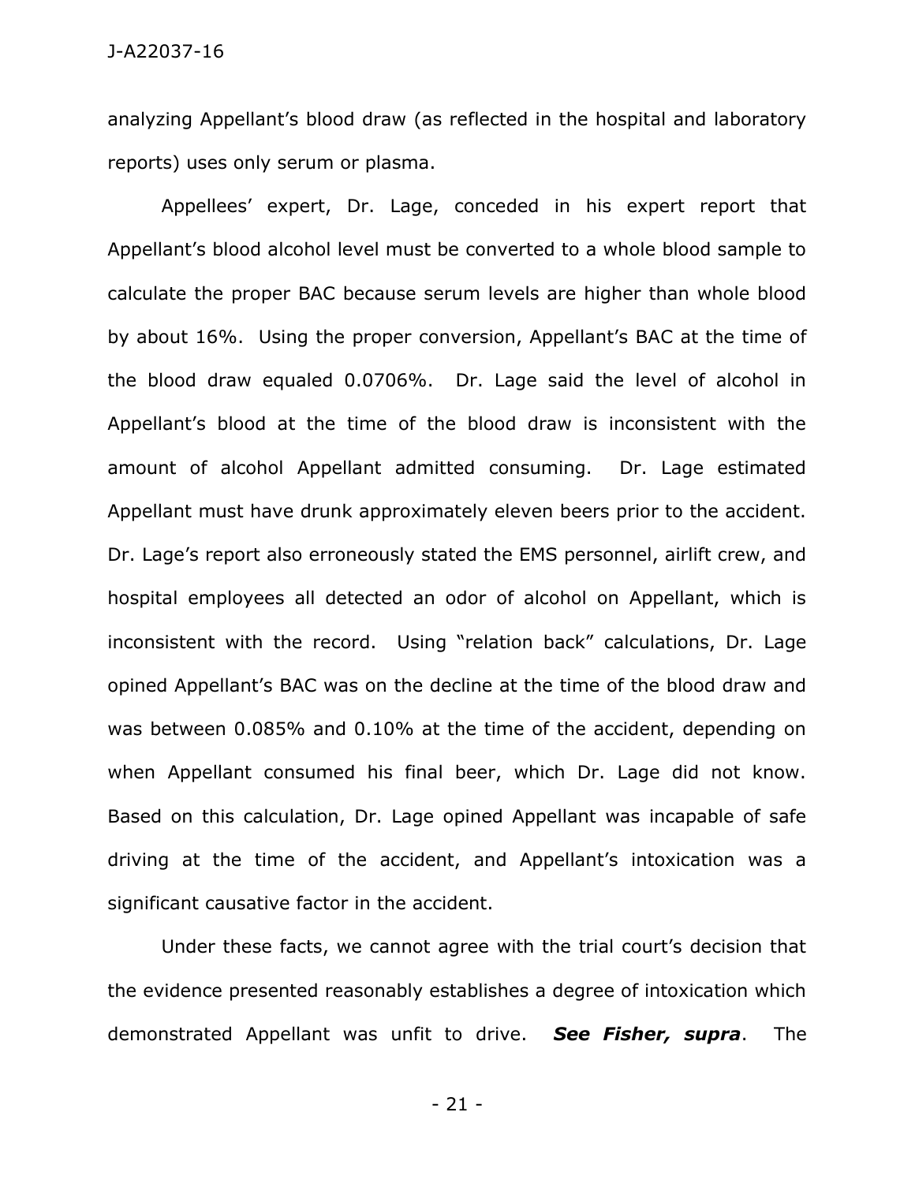analyzing Appellant's blood draw (as reflected in the hospital and laboratory reports) uses only serum or plasma.

Appellees' expert, Dr. Lage, conceded in his expert report that Appellant's blood alcohol level must be converted to a whole blood sample to calculate the proper BAC because serum levels are higher than whole blood by about 16%. Using the proper conversion, Appellant's BAC at the time of the blood draw equaled 0.0706%. Dr. Lage said the level of alcohol in Appellant's blood at the time of the blood draw is inconsistent with the amount of alcohol Appellant admitted consuming. Dr. Lage estimated Appellant must have drunk approximately eleven beers prior to the accident. Dr. Lage's report also erroneously stated the EMS personnel, airlift crew, and hospital employees all detected an odor of alcohol on Appellant, which is inconsistent with the record. Using "relation back" calculations, Dr. Lage opined Appellant's BAC was on the decline at the time of the blood draw and was between 0.085% and 0.10% at the time of the accident, depending on when Appellant consumed his final beer, which Dr. Lage did not know. Based on this calculation, Dr. Lage opined Appellant was incapable of safe driving at the time of the accident, and Appellant's intoxication was a significant causative factor in the accident.

Under these facts, we cannot agree with the trial court's decision that the evidence presented reasonably establishes a degree of intoxication which demonstrated Appellant was unfit to drive. ***See Fisher, supra***. The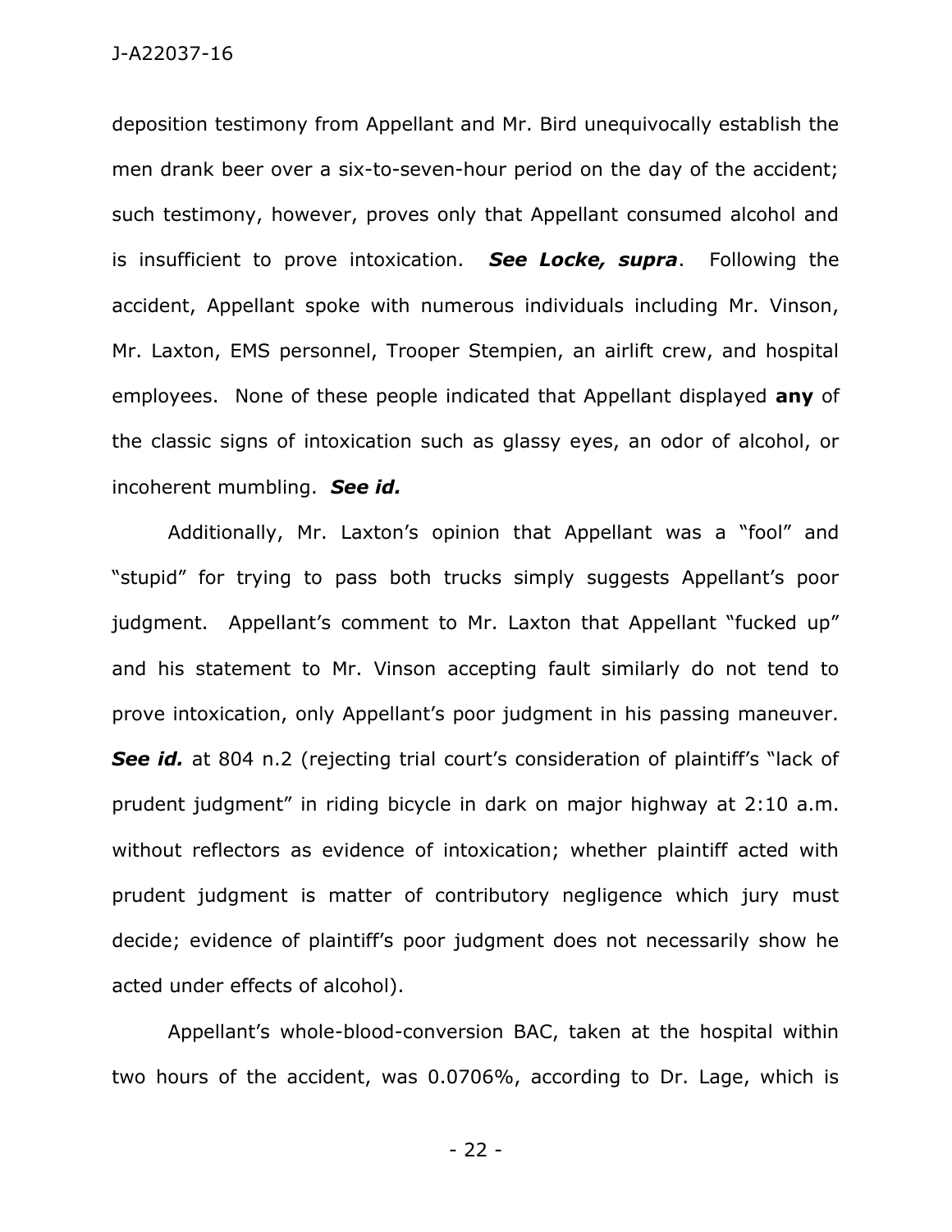deposition testimony from Appellant and Mr. Bird unequivocally establish the men drank beer over a six-to-seven-hour period on the day of the accident; such testimony, however, proves only that Appellant consumed alcohol and is insufficient to prove intoxication. ***See Locke, supra***. Following the accident, Appellant spoke with numerous individuals including Mr. Vinson, Mr. Laxton, EMS personnel, Trooper Stempien, an airlift crew, and hospital employees. None of these people indicated that Appellant displayed **any** of the classic signs of intoxication such as glassy eyes, an odor of alcohol, or incoherent mumbling. ***See id.***

Additionally, Mr. Laxton's opinion that Appellant was a "fool" and "stupid" for trying to pass both trucks simply suggests Appellant's poor judgment. Appellant's comment to Mr. Laxton that Appellant "fucked up" and his statement to Mr. Vinson accepting fault similarly do not tend to prove intoxication, only Appellant's poor judgment in his passing maneuver. ***See id.*** at 804 n.2 (rejecting trial court's consideration of plaintiff's "lack of prudent judgment" in riding bicycle in dark on major highway at 2:10 a.m. without reflectors as evidence of intoxication; whether plaintiff acted with prudent judgment is matter of contributory negligence which jury must decide; evidence of plaintiff's poor judgment does not necessarily show he acted under effects of alcohol).

Appellant's whole-blood-conversion BAC, taken at the hospital within two hours of the accident, was 0.0706%, according to Dr. Lage, which is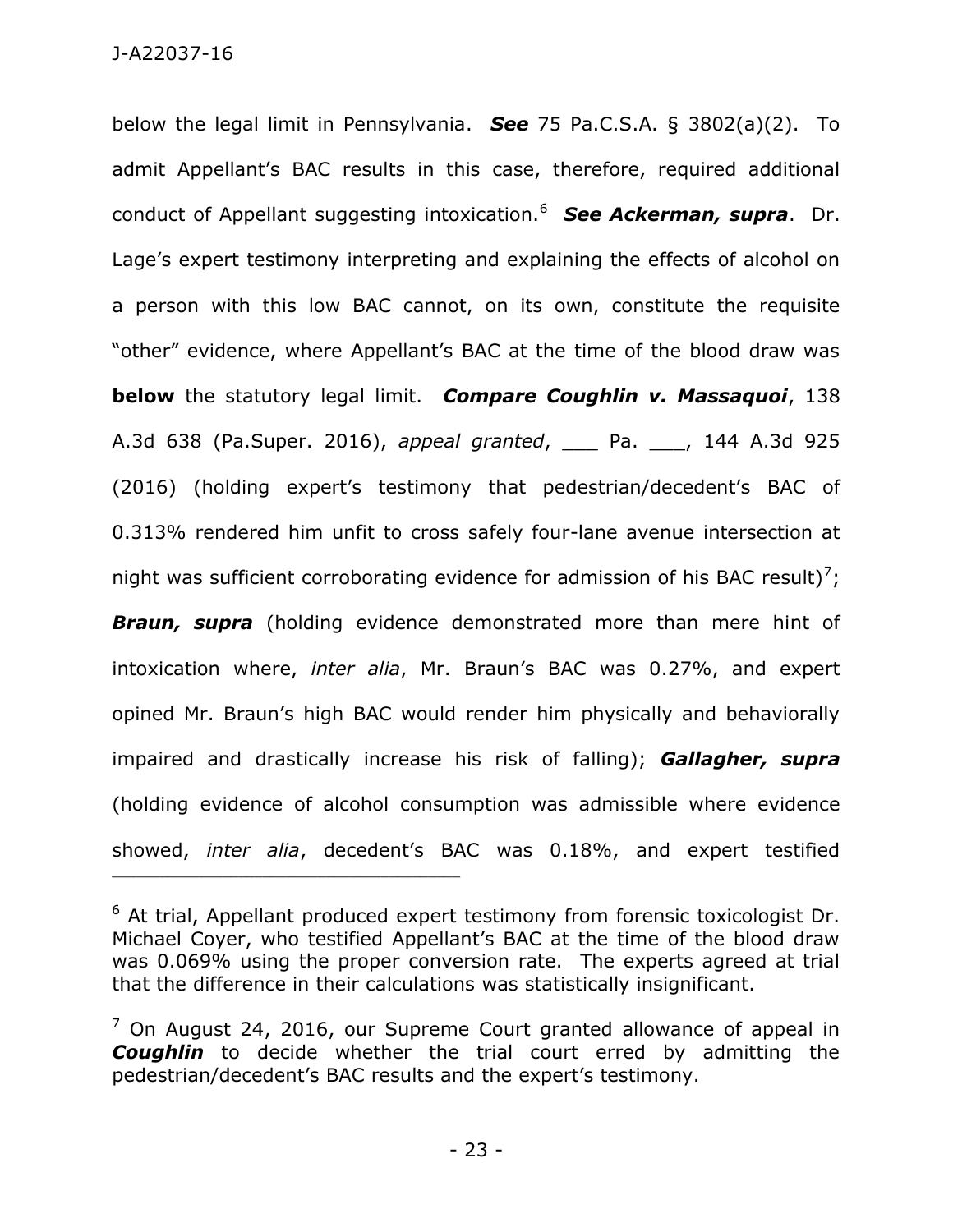below the legal limit in Pennsylvania. ***See*** 75 Pa.C.S.A. § 3802(a)(2). To admit Appellant's BAC results in this case, therefore, required additional conduct of Appellant suggesting intoxication.[6] ***See Ackerman, supra***. Dr. Lage's expert testimony interpreting and explaining the effects of alcohol on a person with this low BAC cannot, on its own, constitute the requisite "other" evidence, where Appellant's BAC at the time of the blood draw was **below** the statutory legal limit. ***Compare Coughlin v. Massaquoi***, 138 A.3d 638 (Pa.Super. 2016), *appeal granted*, ___ Pa. ___, 144 A.3d 925 (2016) (holding expert's testimony that pedestrian/decedent's BAC of 0.313% rendered him unfit to cross safely four-lane avenue intersection at night was sufficient corroborating evidence for admission of his BAC result)[7]; ***Braun, supra*** (holding evidence demonstrated more than mere hint of intoxication where, *inter alia*, Mr. Braun's BAC was 0.27%, and expert opined Mr. Braun's high BAC would render him physically and behaviorally impaired and drastically increase his risk of falling); ***Gallagher, supra*** (holding evidence of alcohol consumption was admissible where evidence showed, *inter alia*, decedent's BAC was 0.18%, and expert testified

---

[6] At trial, Appellant produced expert testimony from forensic toxicologist Dr. Michael Coyer, who testified Appellant's BAC at the time of the blood draw was 0.069% using the proper conversion rate. The experts agreed at trial that the difference in their calculations was statistically insignificant.

[7] On August 24, 2016, our Supreme Court granted allowance of appeal in ***Coughlin*** to decide whether the trial court erred by admitting the pedestrian/decedent's BAC results and the expert's testimony.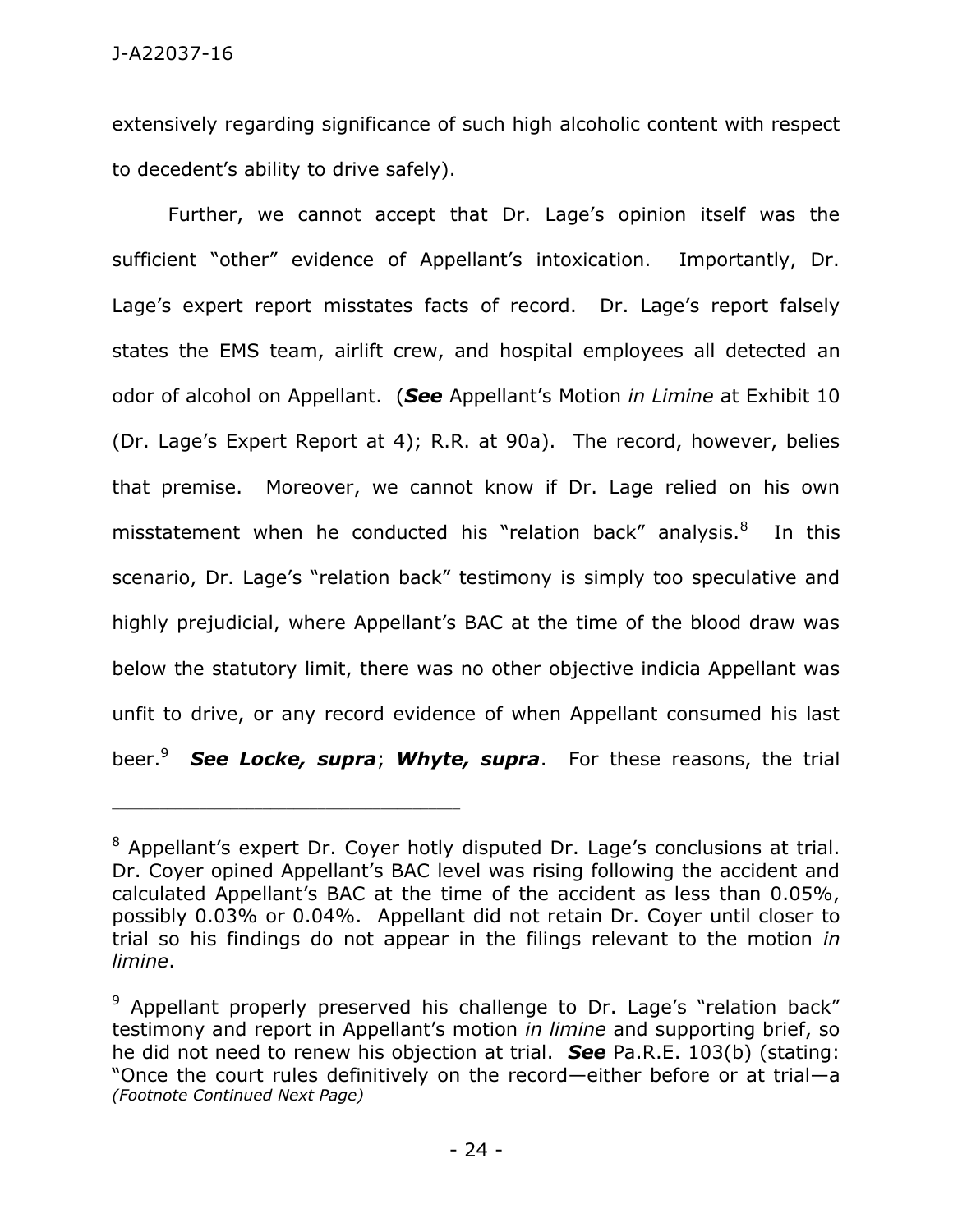extensively regarding significance of such high alcoholic content with respect to decedent's ability to drive safely).

Further, we cannot accept that Dr. Lage's opinion itself was the sufficient "other" evidence of Appellant's intoxication. Importantly, Dr. Lage's expert report misstates facts of record. Dr. Lage's report falsely states the EMS team, airlift crew, and hospital employees all detected an odor of alcohol on Appellant. (***See*** Appellant's Motion *in Limine* at Exhibit 10 (Dr. Lage's Expert Report at 4); R.R. at 90a). The record, however, belies that premise. Moreover, we cannot know if Dr. Lage relied on his own misstatement when he conducted his "relation back" analysis.[8] In this scenario, Dr. Lage's "relation back" testimony is simply too speculative and highly prejudicial, where Appellant's BAC at the time of the blood draw was below the statutory limit, there was no other objective indicia Appellant was unfit to drive, or any record evidence of when Appellant consumed his last beer.[9] ***See Locke, supra***; ***Whyte, supra***. For these reasons, the trial

---

[8] Appellant's expert Dr. Coyer hotly disputed Dr. Lage's conclusions at trial. Dr. Coyer opined Appellant's BAC level was rising following the accident and calculated Appellant's BAC at the time of the accident as less than 0.05%, possibly 0.03% or 0.04%. Appellant did not retain Dr. Coyer until closer to trial so his findings do not appear in the filings relevant to the motion *in limine*.

[9] Appellant properly preserved his challenge to Dr. Lage's "relation back" testimony and report in Appellant's motion *in limine* and supporting brief, so he did not need to renew his objection at trial. ***See*** Pa.R.E. 103(b) (stating: "Once the court rules definitively on the record—either before or at trial—a *(Footnote Continued Next Page)*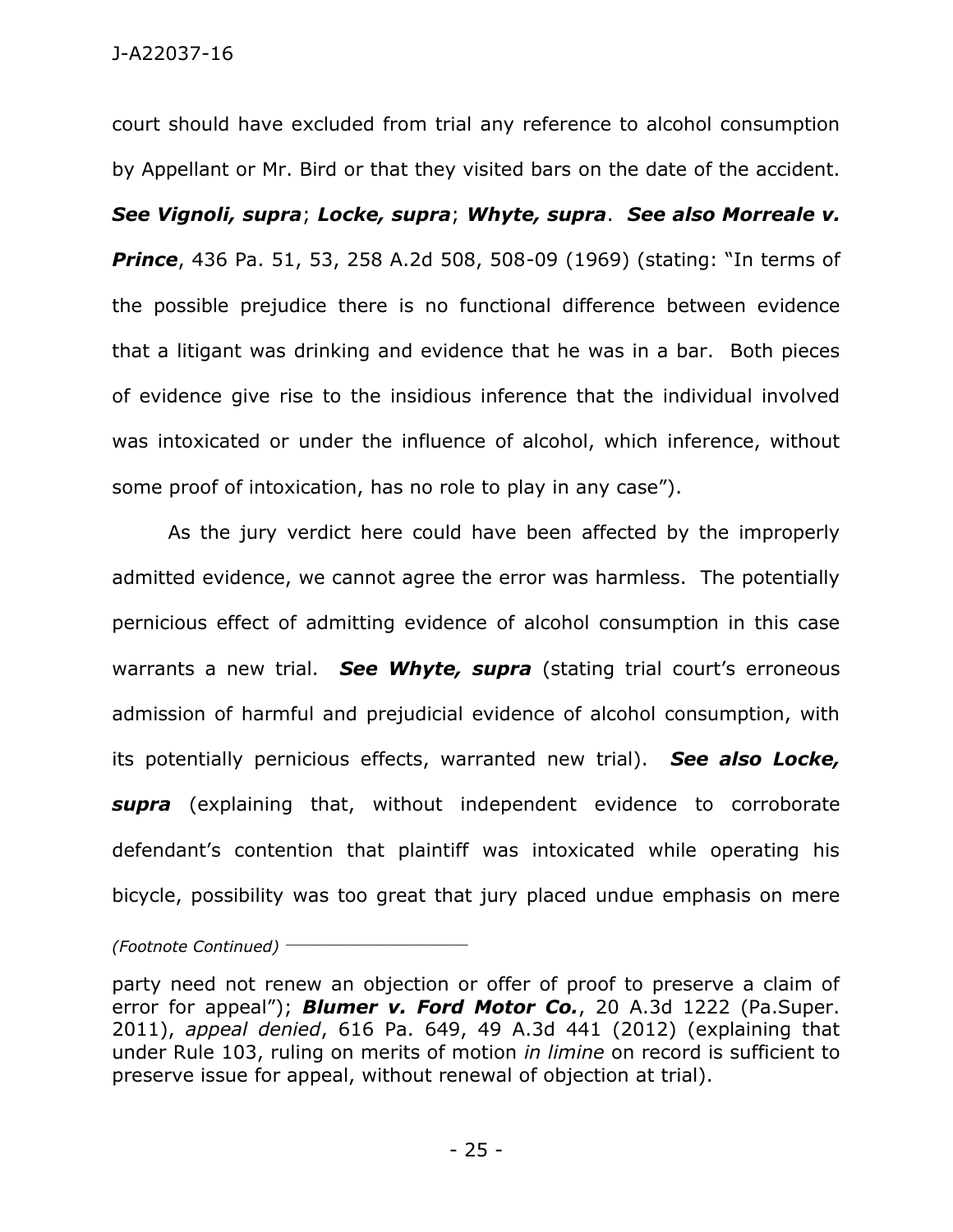court should have excluded from trial any reference to alcohol consumption by Appellant or Mr. Bird or that they visited bars on the date of the accident. ***See Vignoli, supra***; ***Locke, supra***; ***Whyte, supra***. ***See also Morreale v. Prince***, 436 Pa. 51, 53, 258 A.2d 508, 508-09 (1969) (stating: "In terms of the possible prejudice there is no functional difference between evidence that a litigant was drinking and evidence that he was in a bar. Both pieces of evidence give rise to the insidious inference that the individual involved was intoxicated or under the influence of alcohol, which inference, without some proof of intoxication, has no role to play in any case").

As the jury verdict here could have been affected by the improperly admitted evidence, we cannot agree the error was harmless. The potentially pernicious effect of admitting evidence of alcohol consumption in this case warrants a new trial. ***See Whyte, supra*** (stating trial court's erroneous admission of harmful and prejudicial evidence of alcohol consumption, with its potentially pernicious effects, warranted new trial). ***See also Locke, supra*** (explaining that, without independent evidence to corroborate defendant's contention that plaintiff was intoxicated while operating his bicycle, possibility was too great that jury placed undue emphasis on mere

*(Footnote Continued)*

party need not renew an objection or offer of proof to preserve a claim of error for appeal"); ***Blumer v. Ford Motor Co.***, 20 A.3d 1222 (Pa.Super. 2011), *appeal denied*, 616 Pa. 649, 49 A.3d 441 (2012) (explaining that under Rule 103, ruling on merits of motion *in limine* on record is sufficient to preserve issue for appeal, without renewal of objection at trial).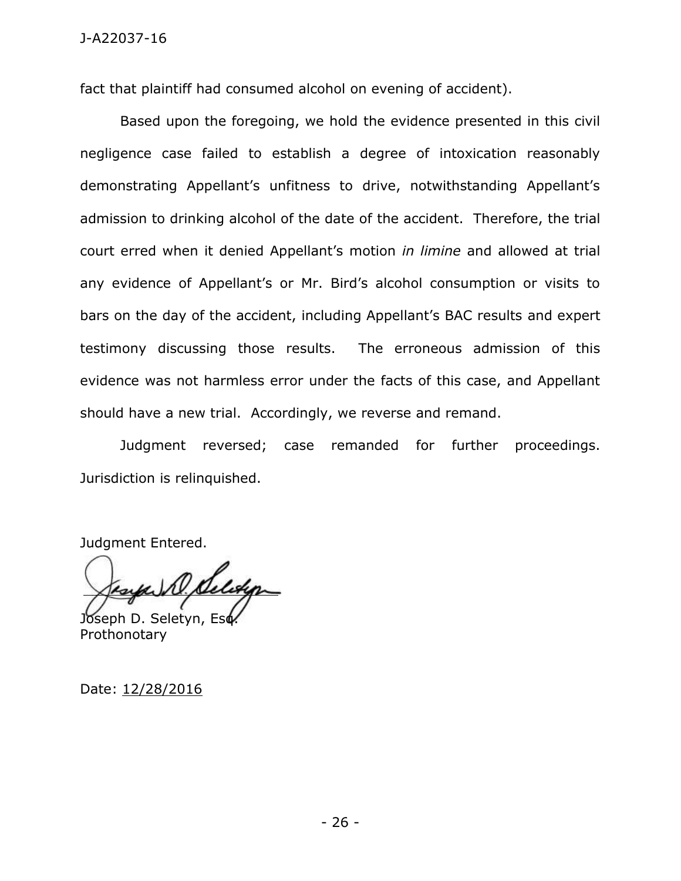fact that plaintiff had consumed alcohol on evening of accident).

Based upon the foregoing, we hold the evidence presented in this civil negligence case failed to establish a degree of intoxication reasonably demonstrating Appellant's unfitness to drive, notwithstanding Appellant's admission to drinking alcohol of the date of the accident. Therefore, the trial court erred when it denied Appellant's motion *in limine* and allowed at trial any evidence of Appellant's or Mr. Bird's alcohol consumption or visits to bars on the day of the accident, including Appellant's BAC results and expert testimony discussing those results. The erroneous admission of this evidence was not harmless error under the facts of this case, and Appellant should have a new trial. Accordingly, we reverse and remand.

Judgment reversed; case remanded for further proceedings. Jurisdiction is relinquished.

Judgment Entered.

Joseph D. Seletyn, Esq.
Prothonotary

Date: 12/28/2016